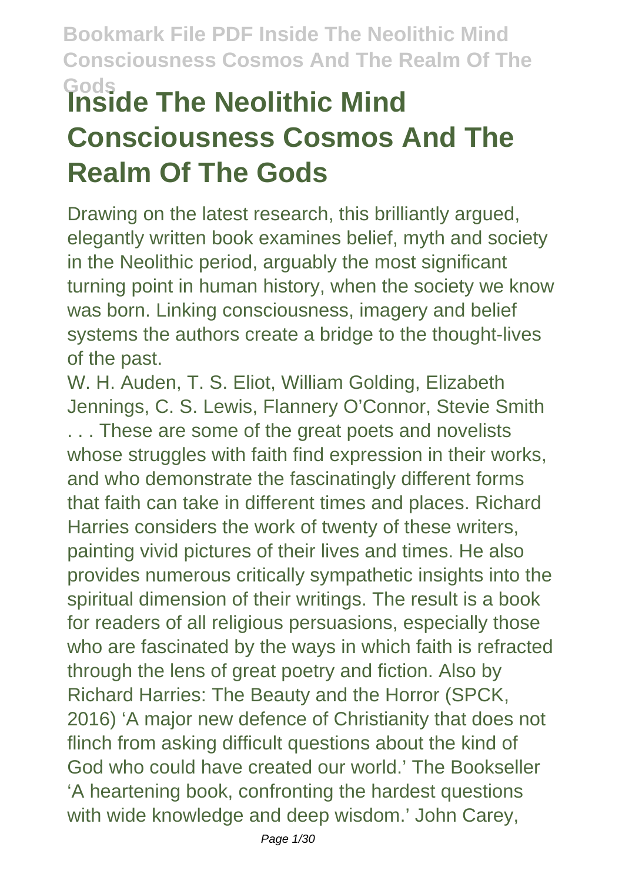# Inside The Neolithic Mind Consciousness Cosmos And The Realm Of The Gods

Drawing on the latest research, this brilliantly argued, elegantly written book examines belief, myth and society in the Neolithic period, arguably the most significant turning point in human history, when the society we know was born. Linking consciousness, imagery and belief systems the authors create a bridge to the thought-lives of the past.

W. H. Auden, T. S. Eliot, William Golding, Elizabeth Jennings, C. S. Lewis, Flannery O'Connor, Stevie Smith . . . These are some of the great poets and novelists whose struggles with faith find expression in their works, and who demonstrate the fascinatingly different forms that faith can take in different times and places. Richard Harries considers the work of twenty of these writers, painting vivid pictures of their lives and times. He also provides numerous critically sympathetic insights into the spiritual dimension of their writings. The result is a book for readers of all religious persuasions, especially those who are fascinated by the ways in which faith is refracted through the lens of great poetry and fiction. Also by Richard Harries: The Beauty and the Horror (SPCK, 2016) 'A major new defence of Christianity that does not flinch from asking difficult questions about the kind of God who could have created our world.' The Bookseller 'A heartening book, confronting the hardest questions with wide knowledge and deep wisdom.' John Carey,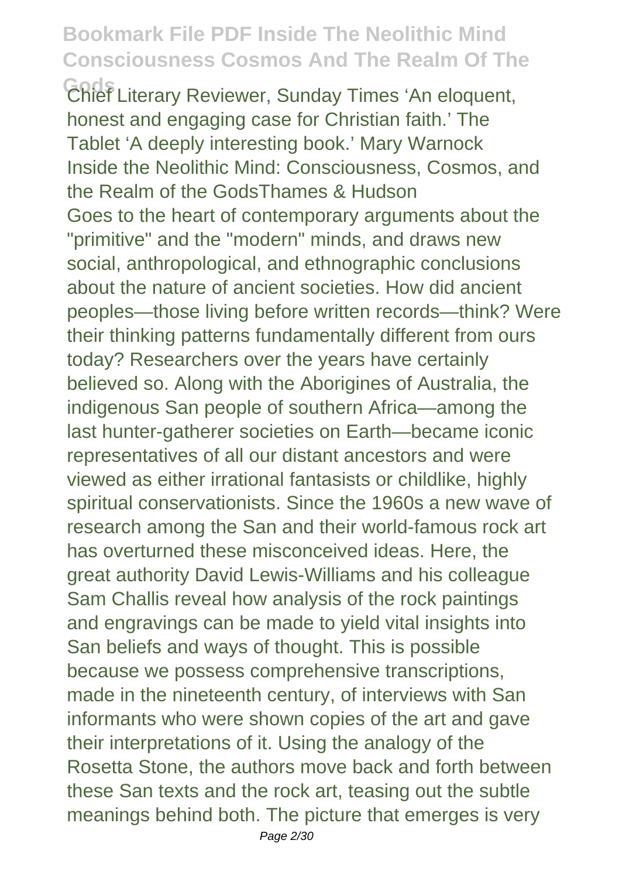Chief Literary Reviewer, Sunday Times 'An eloquent, honest and engaging case for Christian faith.' The Tablet 'A deeply interesting book.' Mary Warnock

Inside the Neolithic Mind: Consciousness, Cosmos, and the Realm of the GodsThames & Hudson

Goes to the heart of contemporary arguments about the "primitive" and the "modern" minds, and draws new social, anthropological, and ethnographic conclusions about the nature of ancient societies. How did ancient peoples—those living before written records—think? Were their thinking patterns fundamentally different from ours today? Researchers over the years have certainly believed so. Along with the Aborigines of Australia, the indigenous San people of southern Africa—among the last hunter-gatherer societies on Earth—became iconic representatives of all our distant ancestors and were viewed as either irrational fantasists or childlike, highly spiritual conservationists. Since the 1960s a new wave of research among the San and their world-famous rock art has overturned these misconceived ideas. Here, the great authority David Lewis-Williams and his colleague Sam Challis reveal how analysis of the rock paintings and engravings can be made to yield vital insights into San beliefs and ways of thought. This is possible because we possess comprehensive transcriptions, made in the nineteenth century, of interviews with San informants who were shown copies of the art and gave their interpretations of it. Using the analogy of the Rosetta Stone, the authors move back and forth between these San texts and the rock art, teasing out the subtle meanings behind both. The picture that emerges is very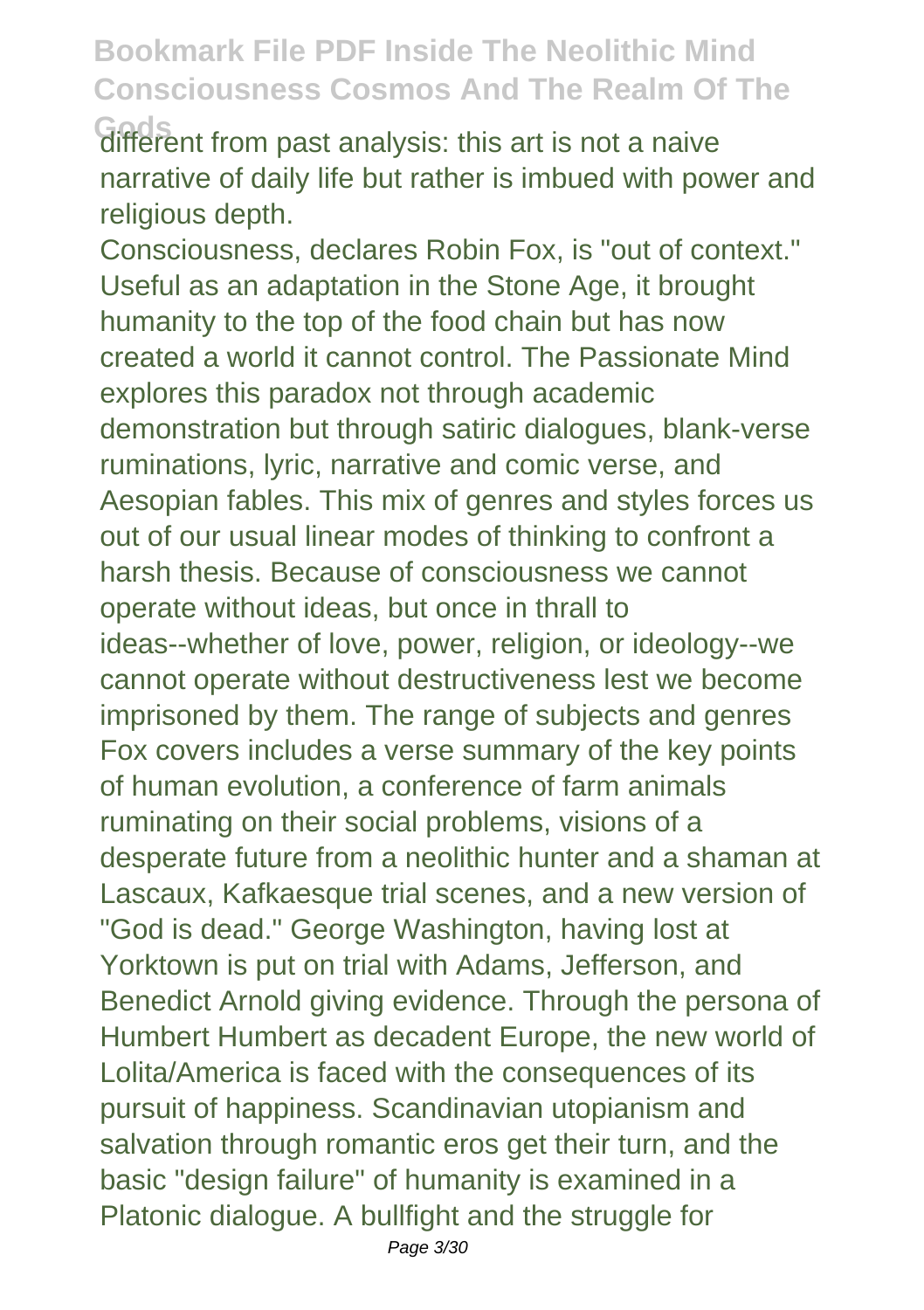different from past analysis: this art is not a naive narrative of daily life but rather is imbued with power and religious depth.

Consciousness, declares Robin Fox, is "out of context." Useful as an adaptation in the Stone Age, it brought humanity to the top of the food chain but has now created a world it cannot control. The Passionate Mind explores this paradox not through academic demonstration but through satiric dialogues, blank-verse ruminations, lyric, narrative and comic verse, and Aesopian fables. This mix of genres and styles forces us out of our usual linear modes of thinking to confront a harsh thesis. Because of consciousness we cannot operate without ideas, but once in thrall to ideas--whether of love, power, religion, or ideology--we cannot operate without destructiveness lest we become imprisoned by them. The range of subjects and genres Fox covers includes a verse summary of the key points of human evolution, a conference of farm animals ruminating on their social problems, visions of a desperate future from a neolithic hunter and a shaman at Lascaux, Kafkaesque trial scenes, and a new version of "God is dead." George Washington, having lost at Yorktown is put on trial with Adams, Jefferson, and Benedict Arnold giving evidence. Through the persona of Humbert Humbert as decadent Europe, the new world of Lolita/America is faced with the consequences of its pursuit of happiness. Scandinavian utopianism and salvation through romantic eros get their turn, and the basic "design failure" of humanity is examined in a Platonic dialogue. A bullfight and the struggle for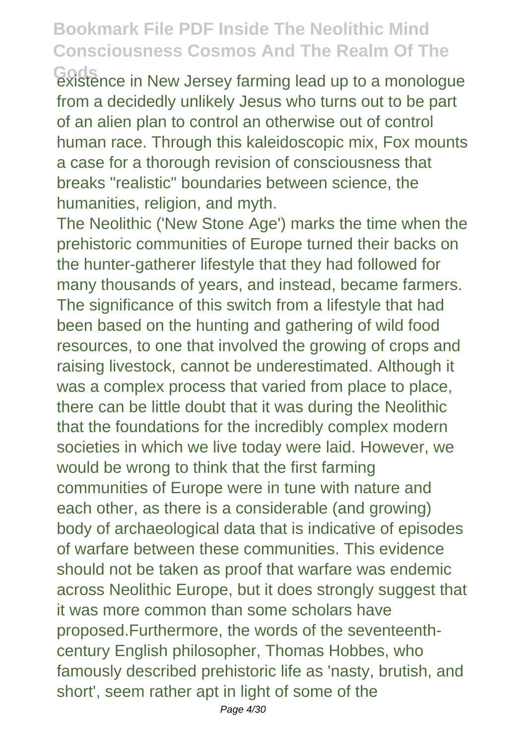existence in New Jersey farming lead up to a monologue from a decidedly unlikely Jesus who turns out to be part of an alien plan to control an otherwise out of control human race. Through this kaleidoscopic mix, Fox mounts a case for a thorough revision of consciousness that breaks "realistic" boundaries between science, the humanities, religion, and myth.

The Neolithic ('New Stone Age') marks the time when the prehistoric communities of Europe turned their backs on the hunter-gatherer lifestyle that they had followed for many thousands of years, and instead, became farmers. The significance of this switch from a lifestyle that had been based on the hunting and gathering of wild food resources, to one that involved the growing of crops and raising livestock, cannot be underestimated. Although it was a complex process that varied from place to place, there can be little doubt that it was during the Neolithic that the foundations for the incredibly complex modern societies in which we live today were laid. However, we would be wrong to think that the first farming communities of Europe were in tune with nature and each other, as there is a considerable (and growing) body of archaeological data that is indicative of episodes of warfare between these communities. This evidence should not be taken as proof that warfare was endemic across Neolithic Europe, but it does strongly suggest that it was more common than some scholars have proposed.Furthermore, the words of the seventeenth-century English philosopher, Thomas Hobbes, who famously described prehistoric life as 'nasty, brutish, and short', seem rather apt in light of some of the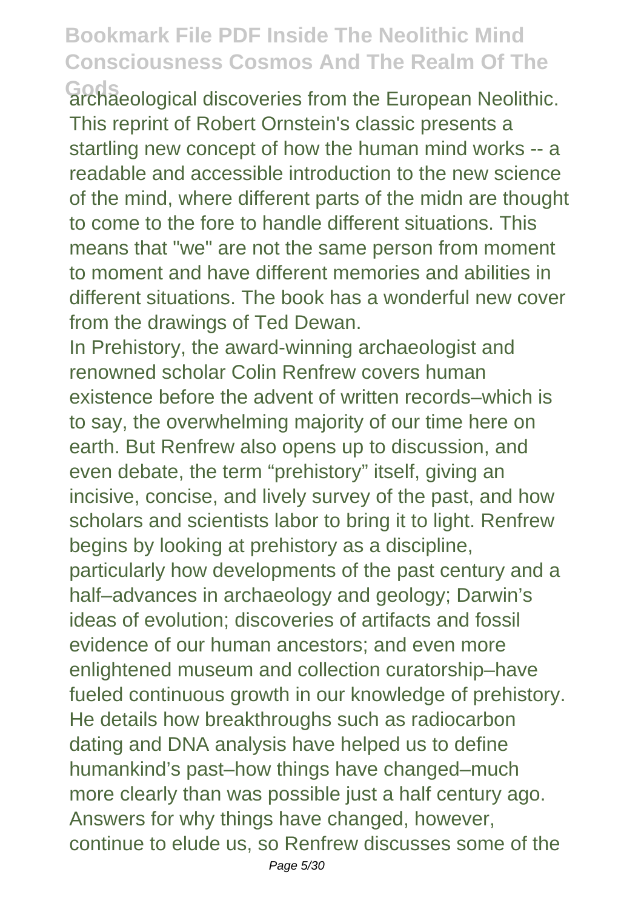archaeological discoveries from the European Neolithic. This reprint of Robert Ornstein's classic presents a startling new concept of how the human mind works -- a readable and accessible introduction to the new science of the mind, where different parts of the midn are thought to come to the fore to handle different situations. This means that "we" are not the same person from moment to moment and have different memories and abilities in different situations. The book has a wonderful new cover from the drawings of Ted Dewan.

In Prehistory, the award-winning archaeologist and renowned scholar Colin Renfrew covers human existence before the advent of written records–which is to say, the overwhelming majority of our time here on earth. But Renfrew also opens up to discussion, and even debate, the term "prehistory" itself, giving an incisive, concise, and lively survey of the past, and how scholars and scientists labor to bring it to light. Renfrew begins by looking at prehistory as a discipline, particularly how developments of the past century and a half–advances in archaeology and geology; Darwin's ideas of evolution; discoveries of artifacts and fossil evidence of our human ancestors; and even more enlightened museum and collection curatorship–have fueled continuous growth in our knowledge of prehistory. He details how breakthroughs such as radiocarbon dating and DNA analysis have helped us to define humankind's past–how things have changed–much more clearly than was possible just a half century ago. Answers for why things have changed, however, continue to elude us, so Renfrew discusses some of the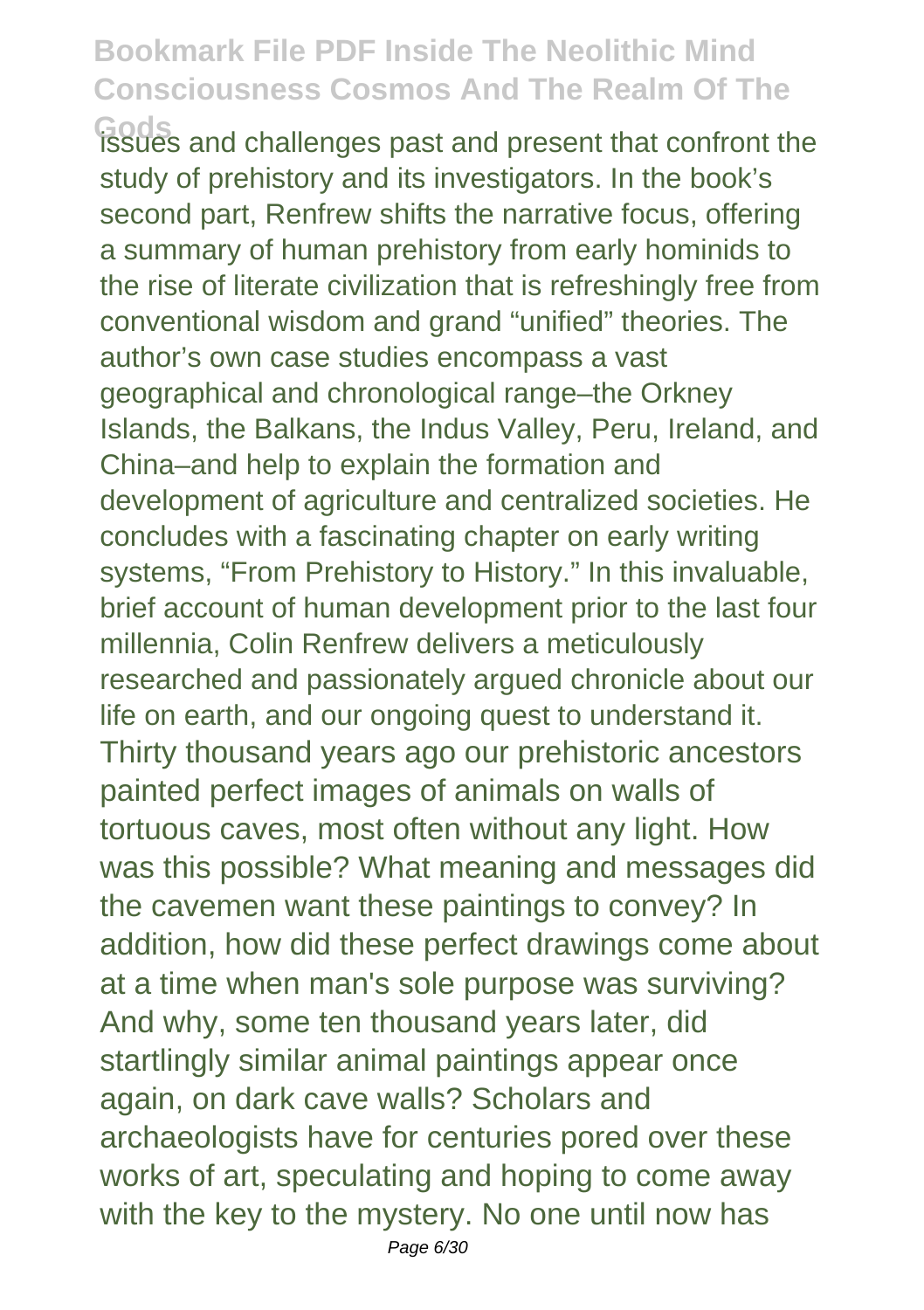issues and challenges past and present that confront the study of prehistory and its investigators. In the book's second part, Renfrew shifts the narrative focus, offering a summary of human prehistory from early hominids to the rise of literate civilization that is refreshingly free from conventional wisdom and grand "unified" theories. The author's own case studies encompass a vast geographical and chronological range–the Orkney Islands, the Balkans, the Indus Valley, Peru, Ireland, and China–and help to explain the formation and development of agriculture and centralized societies. He concludes with a fascinating chapter on early writing systems, "From Prehistory to History." In this invaluable, brief account of human development prior to the last four millennia, Colin Renfrew delivers a meticulously researched and passionately argued chronicle about our life on earth, and our ongoing quest to understand it. Thirty thousand years ago our prehistoric ancestors painted perfect images of animals on walls of tortuous caves, most often without any light. How was this possible? What meaning and messages did the cavemen want these paintings to convey? In addition, how did these perfect drawings come about at a time when man's sole purpose was surviving? And why, some ten thousand years later, did startlingly similar animal paintings appear once again, on dark cave walls? Scholars and archaeologists have for centuries pored over these works of art, speculating and hoping to come away with the key to the mystery. No one until now has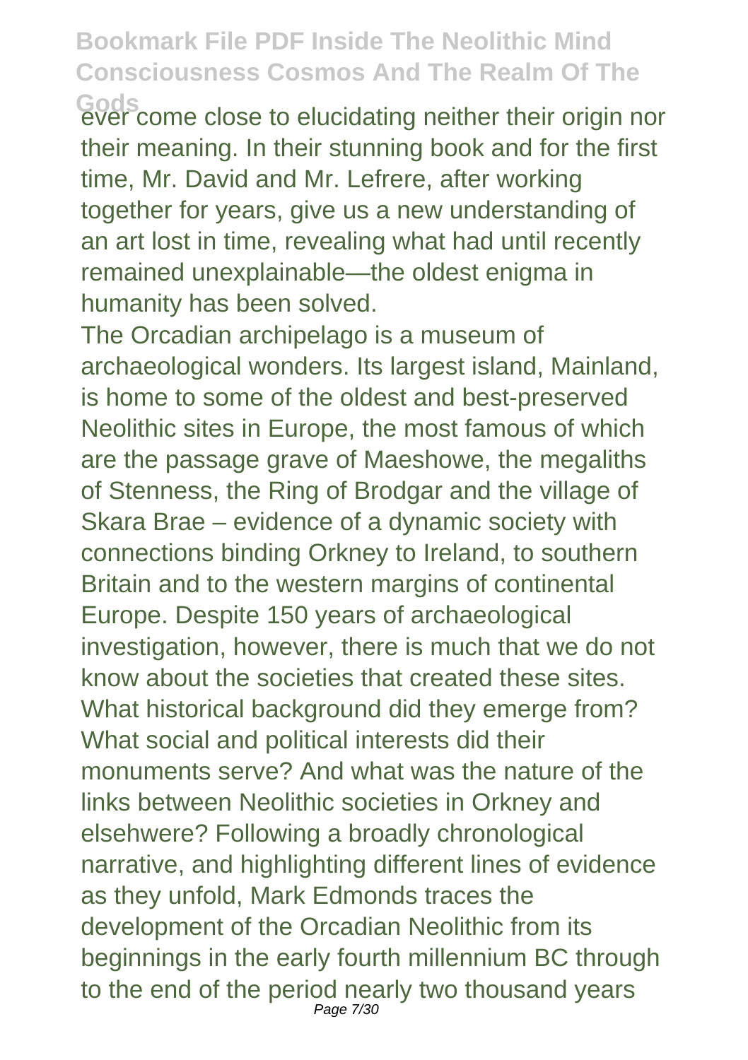ever come close to elucidating neither their origin nor their meaning. In their stunning book and for the first time, Mr. David and Mr. Lefrere, after working together for years, give us a new understanding of an art lost in time, revealing what had until recently remained unexplainable—the oldest enigma in humanity has been solved.

The Orcadian archipelago is a museum of archaeological wonders. Its largest island, Mainland, is home to some of the oldest and best-preserved Neolithic sites in Europe, the most famous of which are the passage grave of Maeshowe, the megaliths of Stenness, the Ring of Brodgar and the village of Skara Brae – evidence of a dynamic society with connections binding Orkney to Ireland, to southern Britain and to the western margins of continental Europe. Despite 150 years of archaeological investigation, however, there is much that we do not know about the societies that created these sites. What historical background did they emerge from? What social and political interests did their monuments serve? And what was the nature of the links between Neolithic societies in Orkney and elsehwere? Following a broadly chronological narrative, and highlighting different lines of evidence as they unfold, Mark Edmonds traces the development of the Orcadian Neolithic from its beginnings in the early fourth millennium BC through to the end of the period nearly two thousand years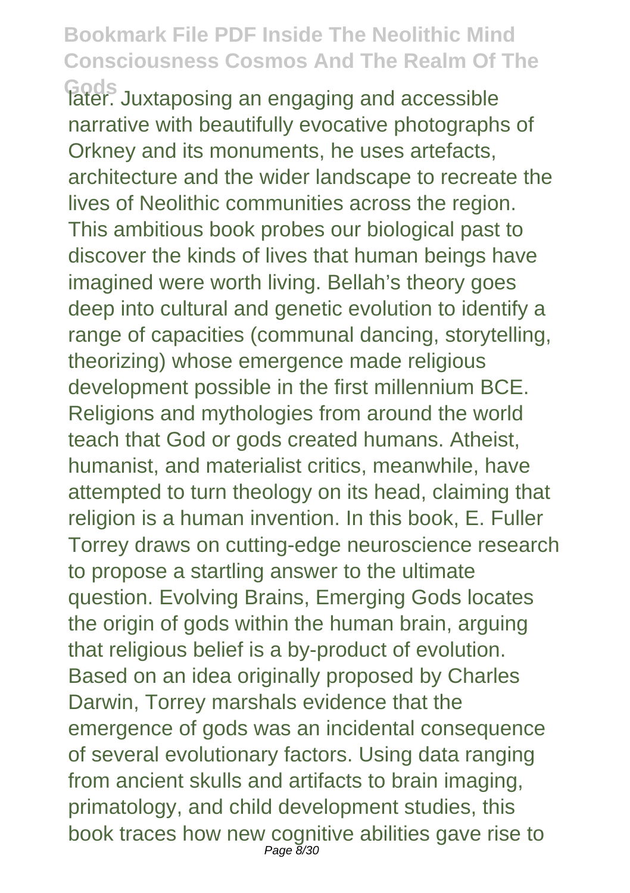later. Juxtaposing an engaging and accessible narrative with beautifully evocative photographs of Orkney and its monuments, he uses artefacts, architecture and the wider landscape to recreate the lives of Neolithic communities across the region. This ambitious book probes our biological past to discover the kinds of lives that human beings have imagined were worth living. Bellah's theory goes deep into cultural and genetic evolution to identify a range of capacities (communal dancing, storytelling, theorizing) whose emergence made religious development possible in the first millennium BCE. Religions and mythologies from around the world teach that God or gods created humans. Atheist, humanist, and materialist critics, meanwhile, have attempted to turn theology on its head, claiming that religion is a human invention. In this book, E. Fuller Torrey draws on cutting-edge neuroscience research to propose a startling answer to the ultimate question. Evolving Brains, Emerging Gods locates the origin of gods within the human brain, arguing that religious belief is a by-product of evolution. Based on an idea originally proposed by Charles Darwin, Torrey marshals evidence that the emergence of gods was an incidental consequence of several evolutionary factors. Using data ranging from ancient skulls and artifacts to brain imaging, primatology, and child development studies, this book traces how new cognitive abilities gave rise to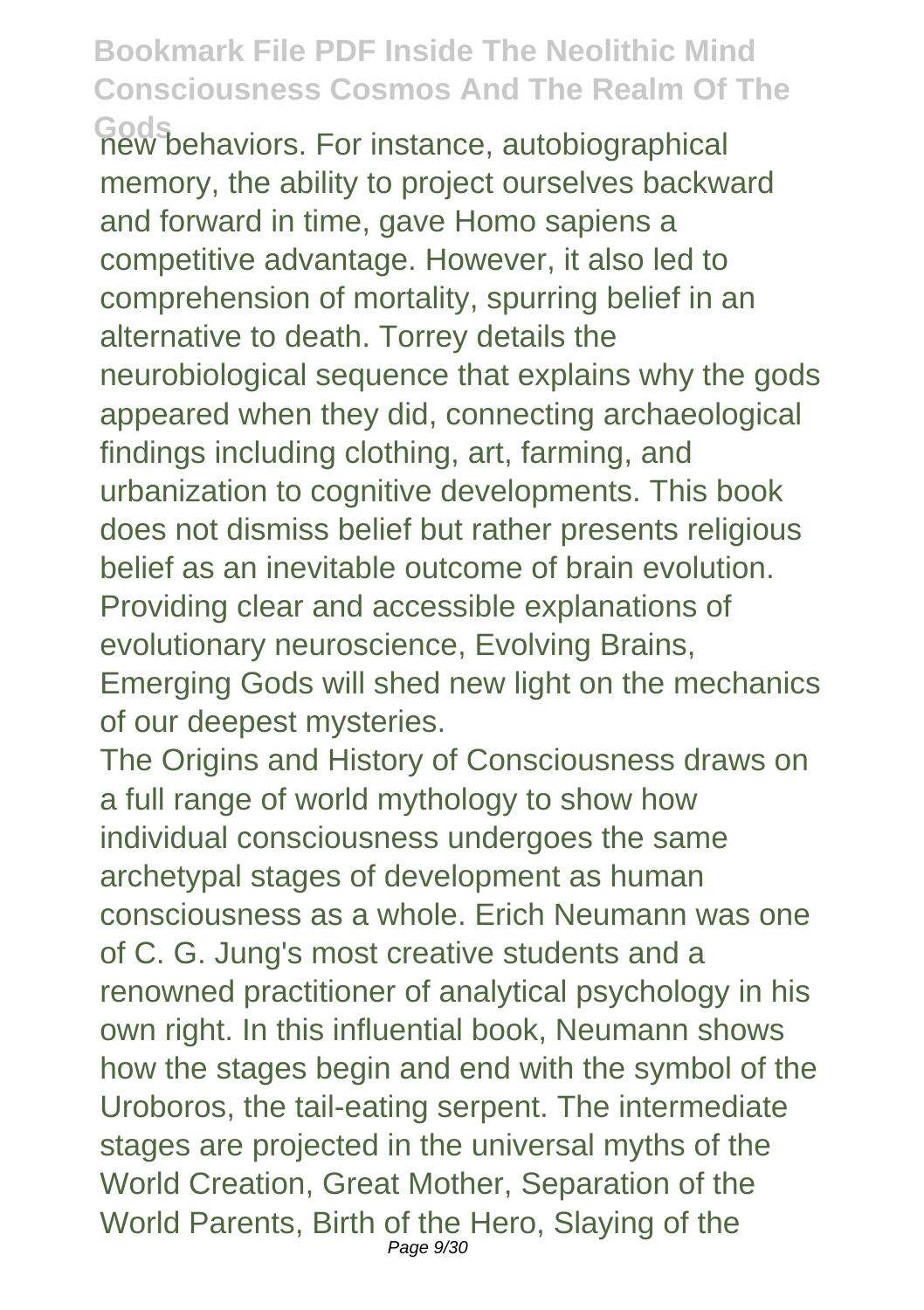new behaviors. For instance, autobiographical memory, the ability to project ourselves backward and forward in time, gave Homo sapiens a competitive advantage. However, it also led to comprehension of mortality, spurring belief in an alternative to death. Torrey details the neurobiological sequence that explains why the gods appeared when they did, connecting archaeological findings including clothing, art, farming, and urbanization to cognitive developments. This book does not dismiss belief but rather presents religious belief as an inevitable outcome of brain evolution. Providing clear and accessible explanations of evolutionary neuroscience, Evolving Brains, Emerging Gods will shed new light on the mechanics of our deepest mysteries.

The Origins and History of Consciousness draws on a full range of world mythology to show how individual consciousness undergoes the same archetypal stages of development as human consciousness as a whole. Erich Neumann was one of C. G. Jung's most creative students and a renowned practitioner of analytical psychology in his own right. In this influential book, Neumann shows how the stages begin and end with the symbol of the Uroboros, the tail-eating serpent. The intermediate stages are projected in the universal myths of the World Creation, Great Mother, Separation of the World Parents, Birth of the Hero, Slaying of the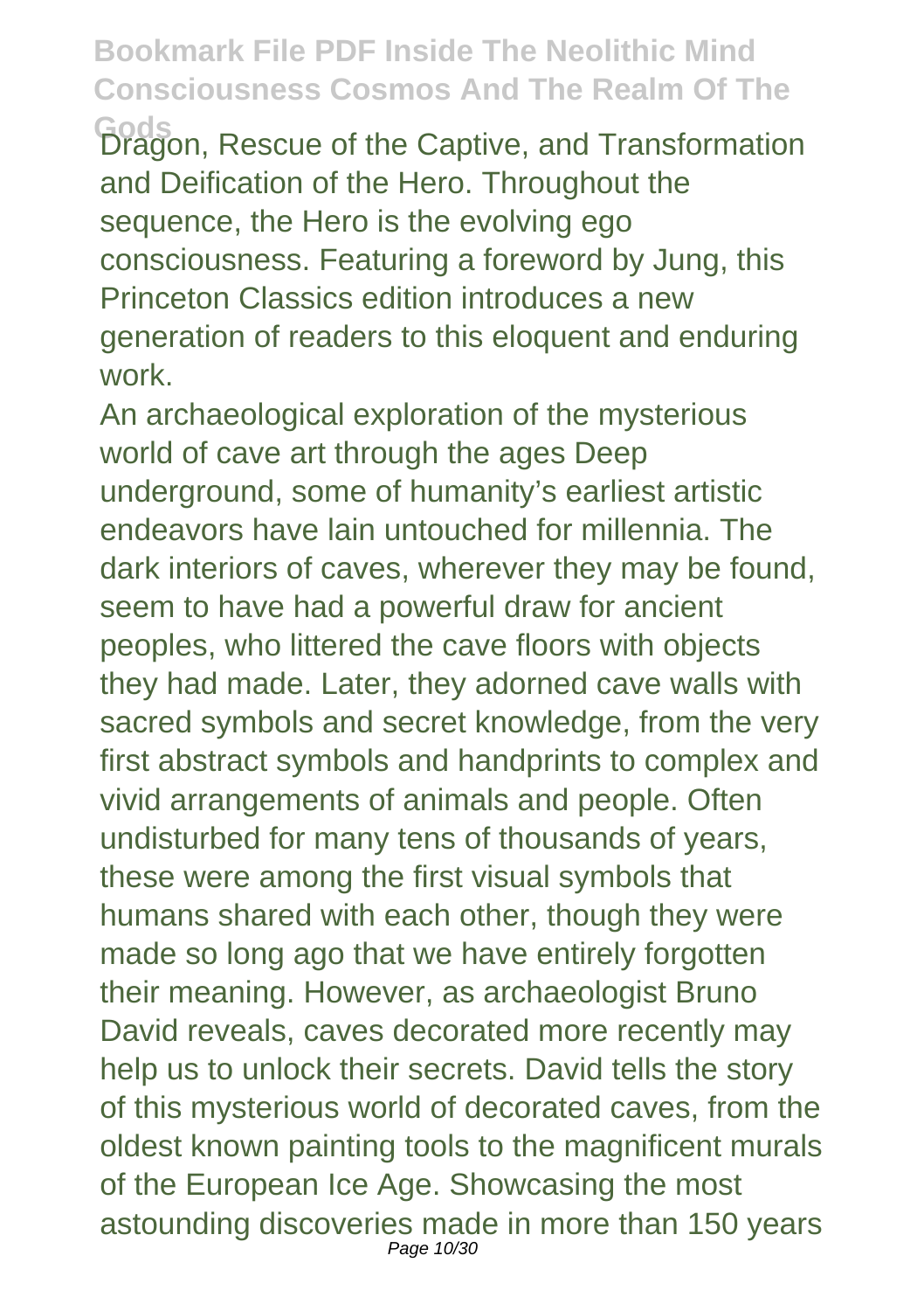Dragon, Rescue of the Captive, and Transformation and Deification of the Hero. Throughout the sequence, the Hero is the evolving ego consciousness. Featuring a foreword by Jung, this Princeton Classics edition introduces a new generation of readers to this eloquent and enduring work.

An archaeological exploration of the mysterious world of cave art through the ages Deep underground, some of humanity's earliest artistic endeavors have lain untouched for millennia. The dark interiors of caves, wherever they may be found, seem to have had a powerful draw for ancient peoples, who littered the cave floors with objects they had made. Later, they adorned cave walls with sacred symbols and secret knowledge, from the very first abstract symbols and handprints to complex and vivid arrangements of animals and people. Often undisturbed for many tens of thousands of years, these were among the first visual symbols that humans shared with each other, though they were made so long ago that we have entirely forgotten their meaning. However, as archaeologist Bruno David reveals, caves decorated more recently may help us to unlock their secrets. David tells the story of this mysterious world of decorated caves, from the oldest known painting tools to the magnificent murals of the European Ice Age. Showcasing the most astounding discoveries made in more than 150 years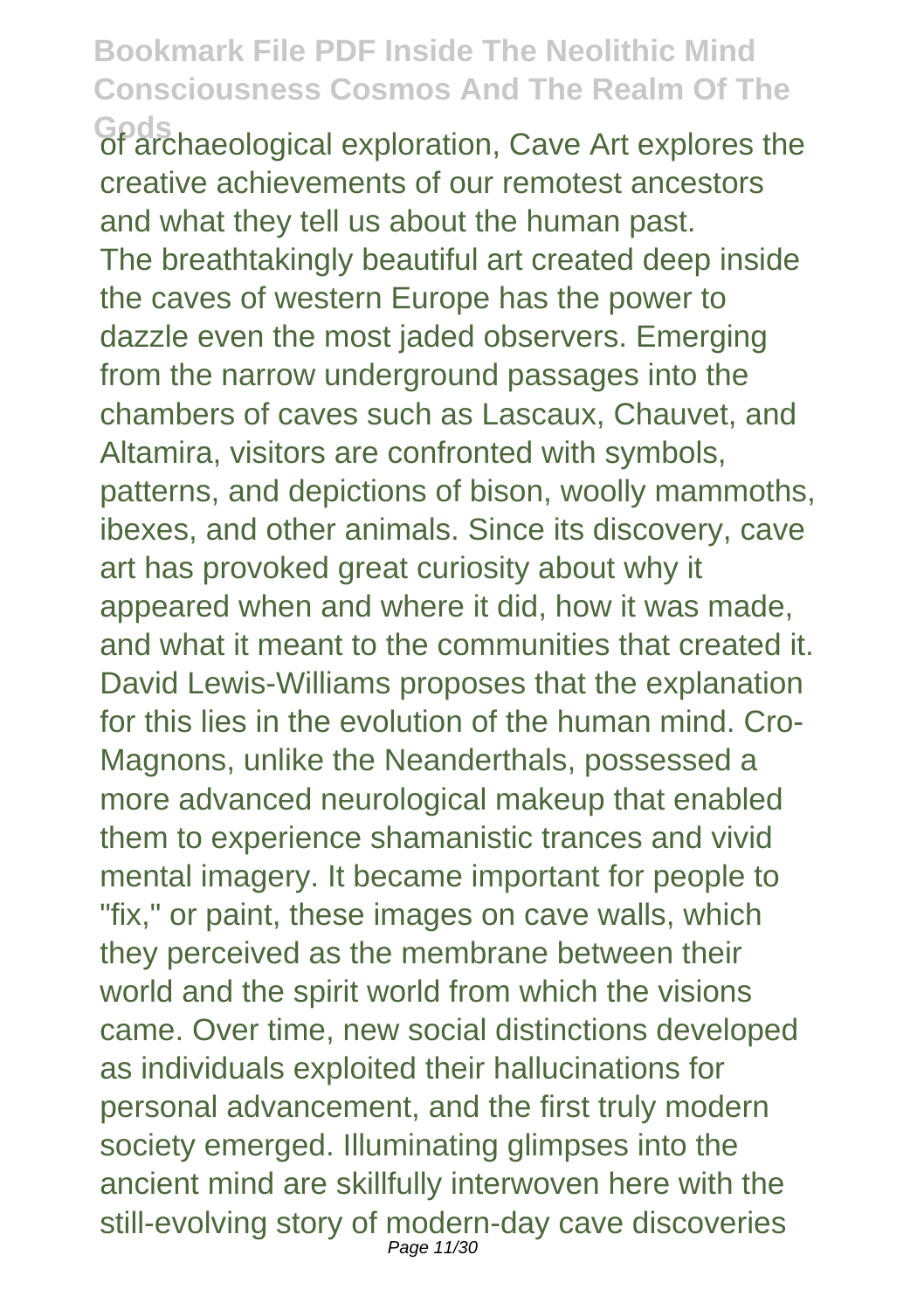of archaeological exploration, Cave Art explores the creative achievements of our remotest ancestors and what they tell us about the human past.

The breathtakingly beautiful art created deep inside the caves of western Europe has the power to dazzle even the most jaded observers. Emerging from the narrow underground passages into the chambers of caves such as Lascaux, Chauvet, and Altamira, visitors are confronted with symbols, patterns, and depictions of bison, woolly mammoths, ibexes, and other animals. Since its discovery, cave art has provoked great curiosity about why it appeared when and where it did, how it was made, and what it meant to the communities that created it. David Lewis-Williams proposes that the explanation for this lies in the evolution of the human mind. Cro-Magnons, unlike the Neanderthals, possessed a more advanced neurological makeup that enabled them to experience shamanistic trances and vivid mental imagery. It became important for people to "fix," or paint, these images on cave walls, which they perceived as the membrane between their world and the spirit world from which the visions came. Over time, new social distinctions developed as individuals exploited their hallucinations for personal advancement, and the first truly modern society emerged. Illuminating glimpses into the ancient mind are skillfully interwoven here with the still-evolving story of modern-day cave discoveries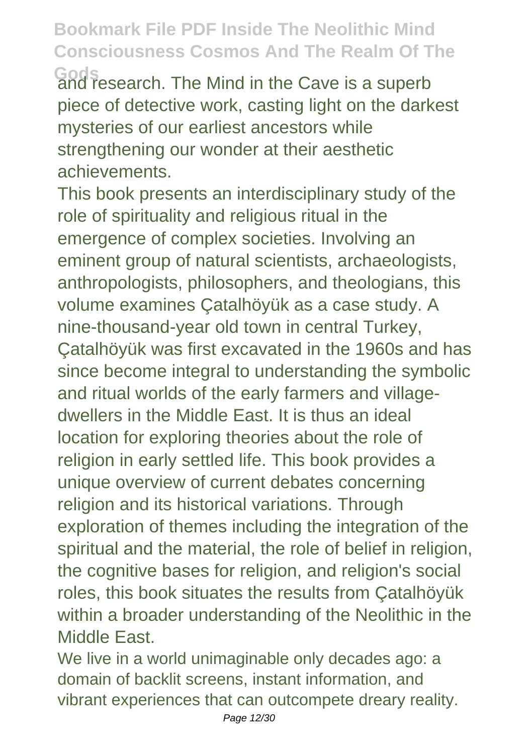and research. The Mind in the Cave is a superb piece of detective work, casting light on the darkest mysteries of our earliest ancestors while strengthening our wonder at their aesthetic achievements.

This book presents an interdisciplinary study of the role of spirituality and religious ritual in the emergence of complex societies. Involving an eminent group of natural scientists, archaeologists, anthropologists, philosophers, and theologians, this volume examines Çatalhöyük as a case study. A nine-thousand-year old town in central Turkey, Çatalhöyük was first excavated in the 1960s and has since become integral to understanding the symbolic and ritual worlds of the early farmers and village-dwellers in the Middle East. It is thus an ideal location for exploring theories about the role of religion in early settled life. This book provides a unique overview of current debates concerning religion and its historical variations. Through exploration of themes including the integration of the spiritual and the material, the role of belief in religion, the cognitive bases for religion, and religion's social roles, this book situates the results from Çatalhöyük within a broader understanding of the Neolithic in the Middle East.

We live in a world unimaginable only decades ago: a domain of backlit screens, instant information, and vibrant experiences that can outcompete dreary reality.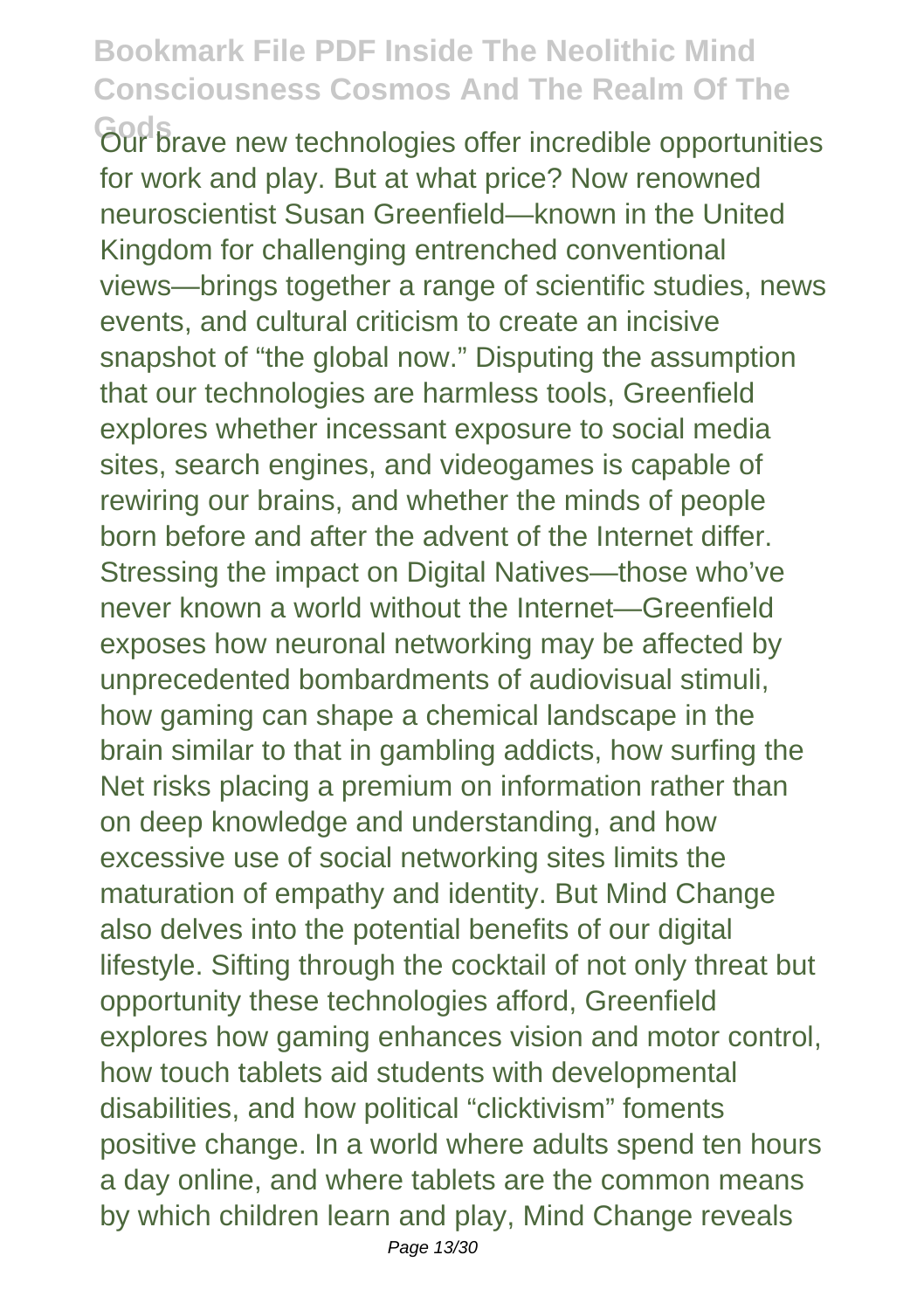Our brave new technologies offer incredible opportunities for work and play. But at what price? Now renowned neuroscientist Susan Greenfield—known in the United Kingdom for challenging entrenched conventional views—brings together a range of scientific studies, news events, and cultural criticism to create an incisive snapshot of "the global now." Disputing the assumption that our technologies are harmless tools, Greenfield explores whether incessant exposure to social media sites, search engines, and videogames is capable of rewiring our brains, and whether the minds of people born before and after the advent of the Internet differ. Stressing the impact on Digital Natives—those who've never known a world without the Internet—Greenfield exposes how neuronal networking may be affected by unprecedented bombardments of audiovisual stimuli, how gaming can shape a chemical landscape in the brain similar to that in gambling addicts, how surfing the Net risks placing a premium on information rather than on deep knowledge and understanding, and how excessive use of social networking sites limits the maturation of empathy and identity. But Mind Change also delves into the potential benefits of our digital lifestyle. Sifting through the cocktail of not only threat but opportunity these technologies afford, Greenfield explores how gaming enhances vision and motor control, how touch tablets aid students with developmental disabilities, and how political "clicktivism" foments positive change. In a world where adults spend ten hours a day online, and where tablets are the common means by which children learn and play, Mind Change reveals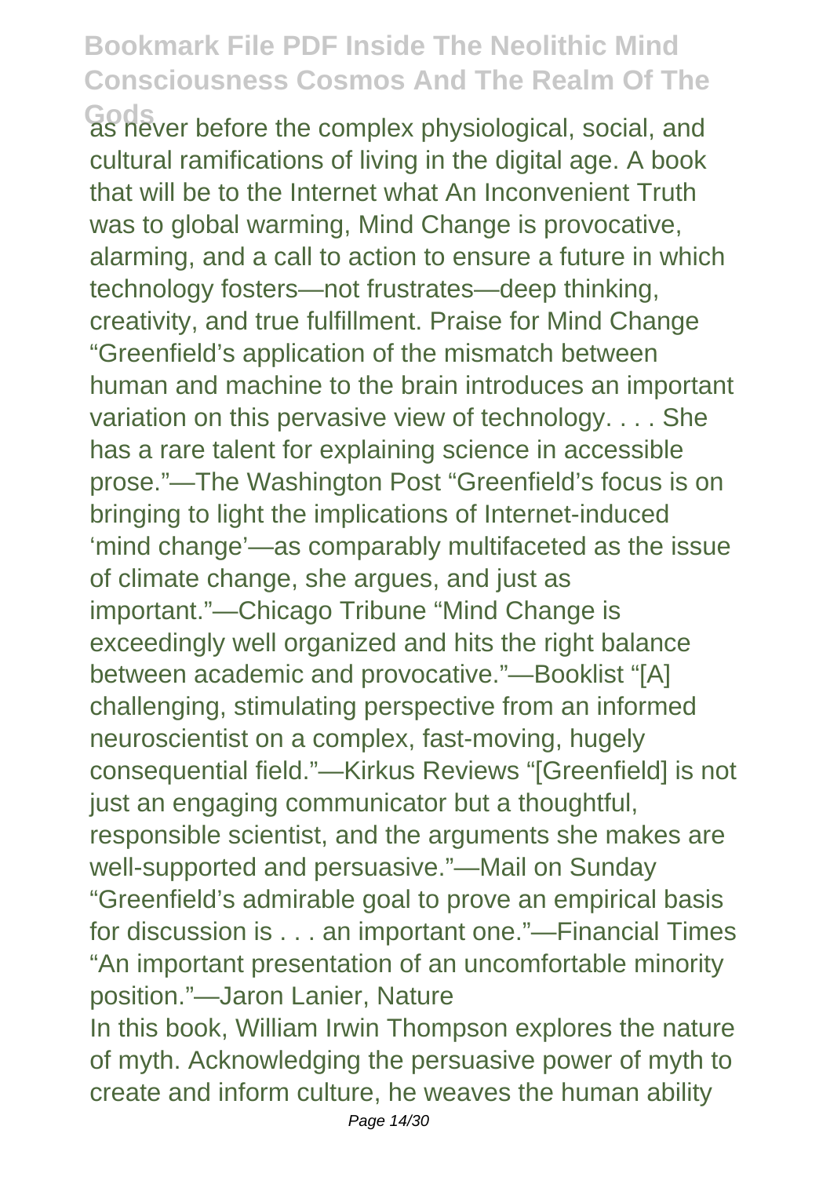as never before the complex physiological, social, and cultural ramifications of living in the digital age. A book that will be to the Internet what An Inconvenient Truth was to global warming, Mind Change is provocative, alarming, and a call to action to ensure a future in which technology fosters—not frustrates—deep thinking, creativity, and true fulfillment. Praise for Mind Change "Greenfield's application of the mismatch between human and machine to the brain introduces an important variation on this pervasive view of technology. . . . She has a rare talent for explaining science in accessible prose."—The Washington Post "Greenfield's focus is on bringing to light the implications of Internet-induced 'mind change'—as comparably multifaceted as the issue of climate change, she argues, and just as important."—Chicago Tribune "Mind Change is exceedingly well organized and hits the right balance between academic and provocative."—Booklist "[A] challenging, stimulating perspective from an informed neuroscientist on a complex, fast-moving, hugely consequential field."—Kirkus Reviews "[Greenfield] is not just an engaging communicator but a thoughtful, responsible scientist, and the arguments she makes are well-supported and persuasive."—Mail on Sunday "Greenfield's admirable goal to prove an empirical basis for discussion is . . . an important one."—Financial Times "An important presentation of an uncomfortable minority position."—Jaron Lanier, Nature

In this book, William Irwin Thompson explores the nature of myth. Acknowledging the persuasive power of myth to create and inform culture, he weaves the human ability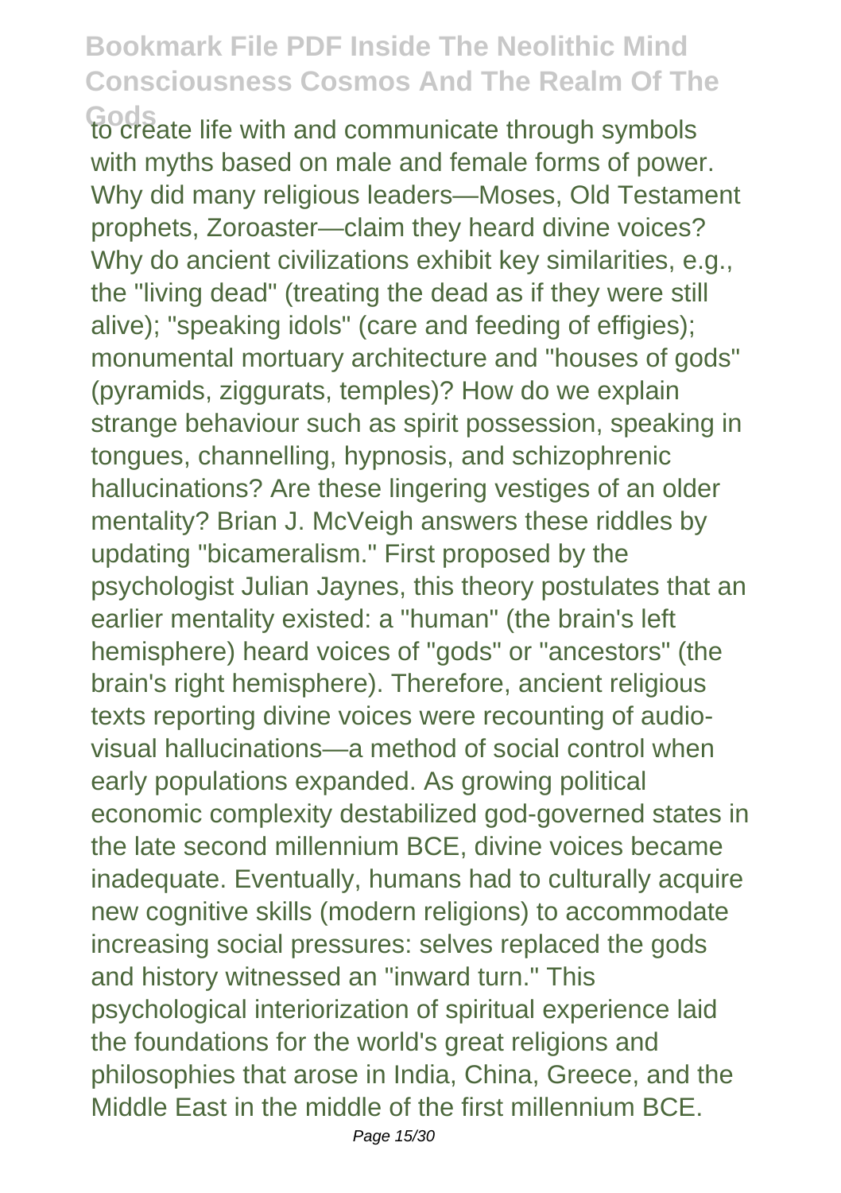to create life with and communicate through symbols with myths based on male and female forms of power. Why did many religious leaders—Moses, Old Testament prophets, Zoroaster—claim they heard divine voices? Why do ancient civilizations exhibit key similarities, e.g., the "living dead" (treating the dead as if they were still alive); "speaking idols" (care and feeding of effigies); monumental mortuary architecture and "houses of gods" (pyramids, ziggurats, temples)? How do we explain strange behaviour such as spirit possession, speaking in tongues, channelling, hypnosis, and schizophrenic hallucinations? Are these lingering vestiges of an older mentality? Brian J. McVeigh answers these riddles by updating "bicameralism." First proposed by the psychologist Julian Jaynes, this theory postulates that an earlier mentality existed: a "human" (the brain's left hemisphere) heard voices of "gods" or "ancestors" (the brain's right hemisphere). Therefore, ancient religious texts reporting divine voices were recounting of audio-visual hallucinations—a method of social control when early populations expanded. As growing political economic complexity destabilized god-governed states in the late second millennium BCE, divine voices became inadequate. Eventually, humans had to culturally acquire new cognitive skills (modern religions) to accommodate increasing social pressures: selves replaced the gods and history witnessed an "inward turn." This psychological interiorization of spiritual experience laid the foundations for the world's great religions and philosophies that arose in India, China, Greece, and the Middle East in the middle of the first millennium BCE.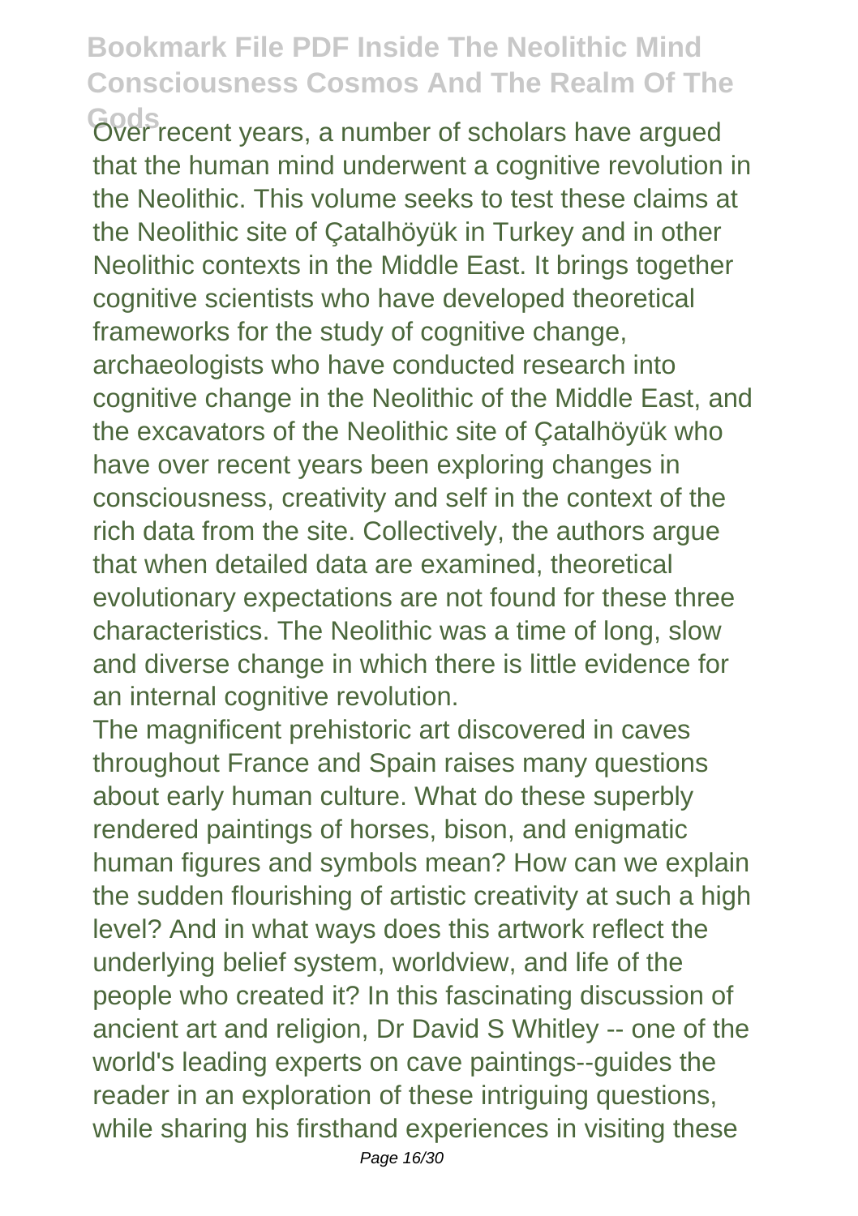Over recent years, a number of scholars have argued that the human mind underwent a cognitive revolution in the Neolithic. This volume seeks to test these claims at the Neolithic site of Çatalhöyük in Turkey and in other Neolithic contexts in the Middle East. It brings together cognitive scientists who have developed theoretical frameworks for the study of cognitive change, archaeologists who have conducted research into cognitive change in the Neolithic of the Middle East, and the excavators of the Neolithic site of Çatalhöyük who have over recent years been exploring changes in consciousness, creativity and self in the context of the rich data from the site. Collectively, the authors argue that when detailed data are examined, theoretical evolutionary expectations are not found for these three characteristics. The Neolithic was a time of long, slow and diverse change in which there is little evidence for an internal cognitive revolution.

The magnificent prehistoric art discovered in caves throughout France and Spain raises many questions about early human culture. What do these superbly rendered paintings of horses, bison, and enigmatic human figures and symbols mean? How can we explain the sudden flourishing of artistic creativity at such a high level? And in what ways does this artwork reflect the underlying belief system, worldview, and life of the people who created it? In this fascinating discussion of ancient art and religion, Dr David S Whitley -- one of the world's leading experts on cave paintings--guides the reader in an exploration of these intriguing questions, while sharing his firsthand experiences in visiting these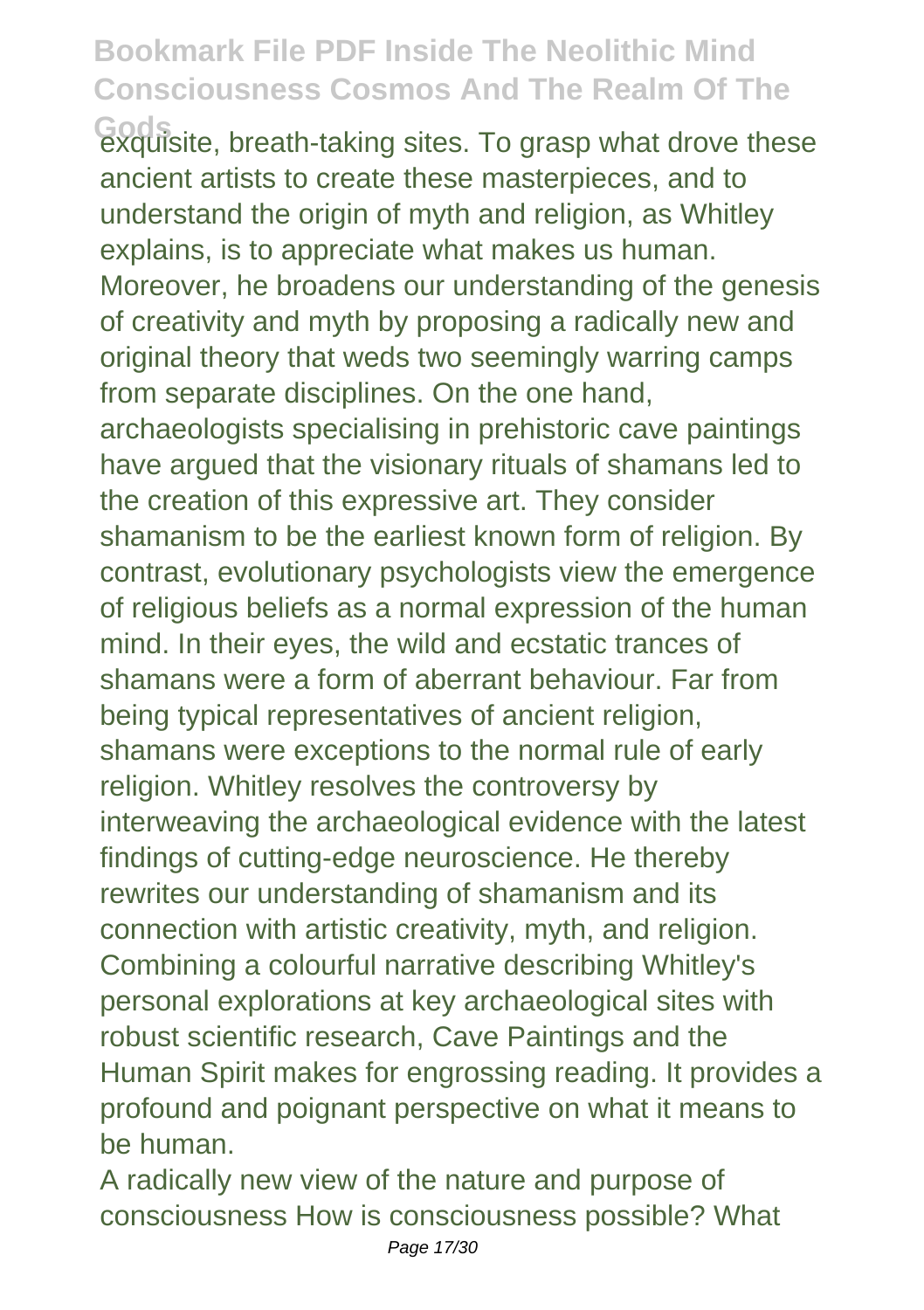exquisite, breath-taking sites. To grasp what drove these ancient artists to create these masterpieces, and to understand the origin of myth and religion, as Whitley explains, is to appreciate what makes us human. Moreover, he broadens our understanding of the genesis of creativity and myth by proposing a radically new and original theory that weds two seemingly warring camps from separate disciplines. On the one hand, archaeologists specialising in prehistoric cave paintings have argued that the visionary rituals of shamans led to the creation of this expressive art. They consider shamanism to be the earliest known form of religion. By contrast, evolutionary psychologists view the emergence of religious beliefs as a normal expression of the human mind. In their eyes, the wild and ecstatic trances of shamans were a form of aberrant behaviour. Far from being typical representatives of ancient religion, shamans were exceptions to the normal rule of early religion. Whitley resolves the controversy by interweaving the archaeological evidence with the latest findings of cutting-edge neuroscience. He thereby rewrites our understanding of shamanism and its connection with artistic creativity, myth, and religion. Combining a colourful narrative describing Whitley's personal explorations at key archaeological sites with robust scientific research, Cave Paintings and the Human Spirit makes for engrossing reading. It provides a profound and poignant perspective on what it means to be human.

A radically new view of the nature and purpose of consciousness How is consciousness possible? What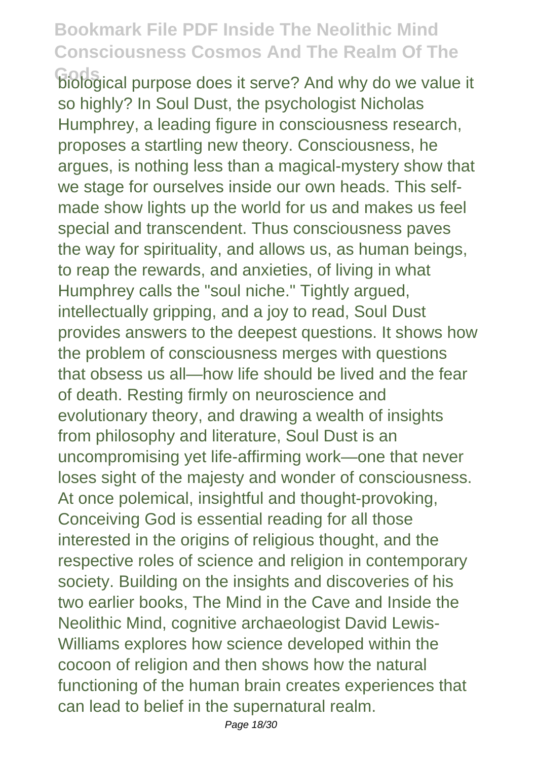biological purpose does it serve? And why do we value it so highly? In Soul Dust, the psychologist Nicholas Humphrey, a leading figure in consciousness research, proposes a startling new theory. Consciousness, he argues, is nothing less than a magical-mystery show that we stage for ourselves inside our own heads. This self-made show lights up the world for us and makes us feel special and transcendent. Thus consciousness paves the way for spirituality, and allows us, as human beings, to reap the rewards, and anxieties, of living in what Humphrey calls the "soul niche." Tightly argued, intellectually gripping, and a joy to read, Soul Dust provides answers to the deepest questions. It shows how the problem of consciousness merges with questions that obsess us all—how life should be lived and the fear of death. Resting firmly on neuroscience and evolutionary theory, and drawing a wealth of insights from philosophy and literature, Soul Dust is an uncompromising yet life-affirming work—one that never loses sight of the majesty and wonder of consciousness. At once polemical, insightful and thought-provoking, Conceiving God is essential reading for all those interested in the origins of religious thought, and the respective roles of science and religion in contemporary society. Building on the insights and discoveries of his two earlier books, The Mind in the Cave and Inside the Neolithic Mind, cognitive archaeologist David Lewis-Williams explores how science developed within the cocoon of religion and then shows how the natural functioning of the human brain creates experiences that can lead to belief in the supernatural realm.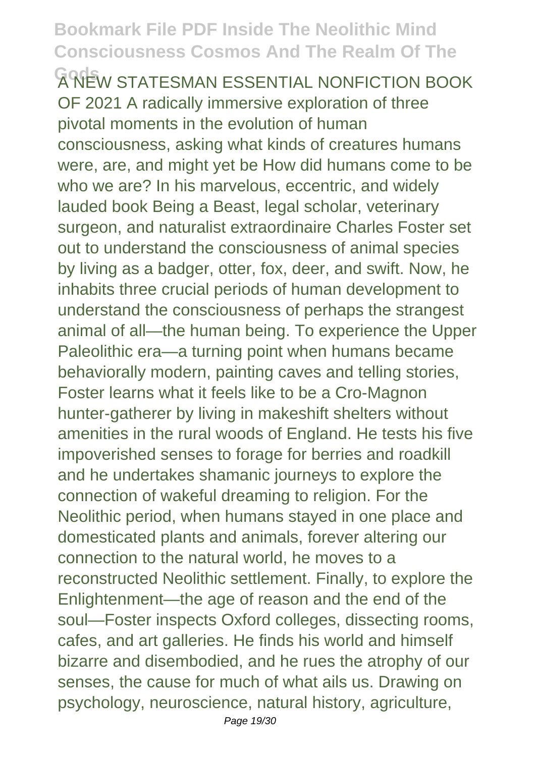A NEW STATESMAN ESSENTIAL NONFICTION BOOK OF 2021 A radically immersive exploration of three pivotal moments in the evolution of human consciousness, asking what kinds of creatures humans were, are, and might yet be How did humans come to be who we are? In his marvelous, eccentric, and widely lauded book Being a Beast, legal scholar, veterinary surgeon, and naturalist extraordinaire Charles Foster set out to understand the consciousness of animal species by living as a badger, otter, fox, deer, and swift. Now, he inhabits three crucial periods of human development to understand the consciousness of perhaps the strangest animal of all—the human being. To experience the Upper Paleolithic era—a turning point when humans became behaviorally modern, painting caves and telling stories, Foster learns what it feels like to be a Cro-Magnon hunter-gatherer by living in makeshift shelters without amenities in the rural woods of England. He tests his five impoverished senses to forage for berries and roadkill and he undertakes shamanic journeys to explore the connection of wakeful dreaming to religion. For the Neolithic period, when humans stayed in one place and domesticated plants and animals, forever altering our connection to the natural world, he moves to a reconstructed Neolithic settlement. Finally, to explore the Enlightenment—the age of reason and the end of the soul—Foster inspects Oxford colleges, dissecting rooms, cafes, and art galleries. He finds his world and himself bizarre and disembodied, and he rues the atrophy of our senses, the cause for much of what ails us. Drawing on psychology, neuroscience, natural history, agriculture,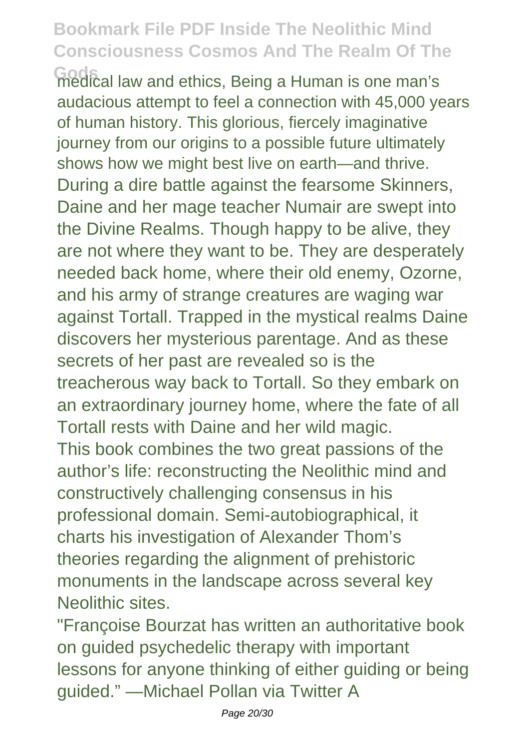medical law and ethics, Being a Human is one man's audacious attempt to feel a connection with 45,000 years of human history. This glorious, fiercely imaginative journey from our origins to a possible future ultimately shows how we might best live on earth—and thrive.

During a dire battle against the fearsome Skinners, Daine and her mage teacher Numair are swept into the Divine Realms. Though happy to be alive, they are not where they want to be. They are desperately needed back home, where their old enemy, Ozorne, and his army of strange creatures are waging war against Tortall. Trapped in the mystical realms Daine discovers her mysterious parentage. And as these secrets of her past are revealed so is the treacherous way back to Tortall. So they embark on an extraordinary journey home, where the fate of all Tortall rests with Daine and her wild magic.

This book combines the two great passions of the author's life: reconstructing the Neolithic mind and constructively challenging consensus in his professional domain. Semi-autobiographical, it charts his investigation of Alexander Thom's theories regarding the alignment of prehistoric monuments in the landscape across several key Neolithic sites.

"Françoise Bourzat has written an authoritative book on guided psychedelic therapy with important lessons for anyone thinking of either guiding or being guided." —Michael Pollan via Twitter A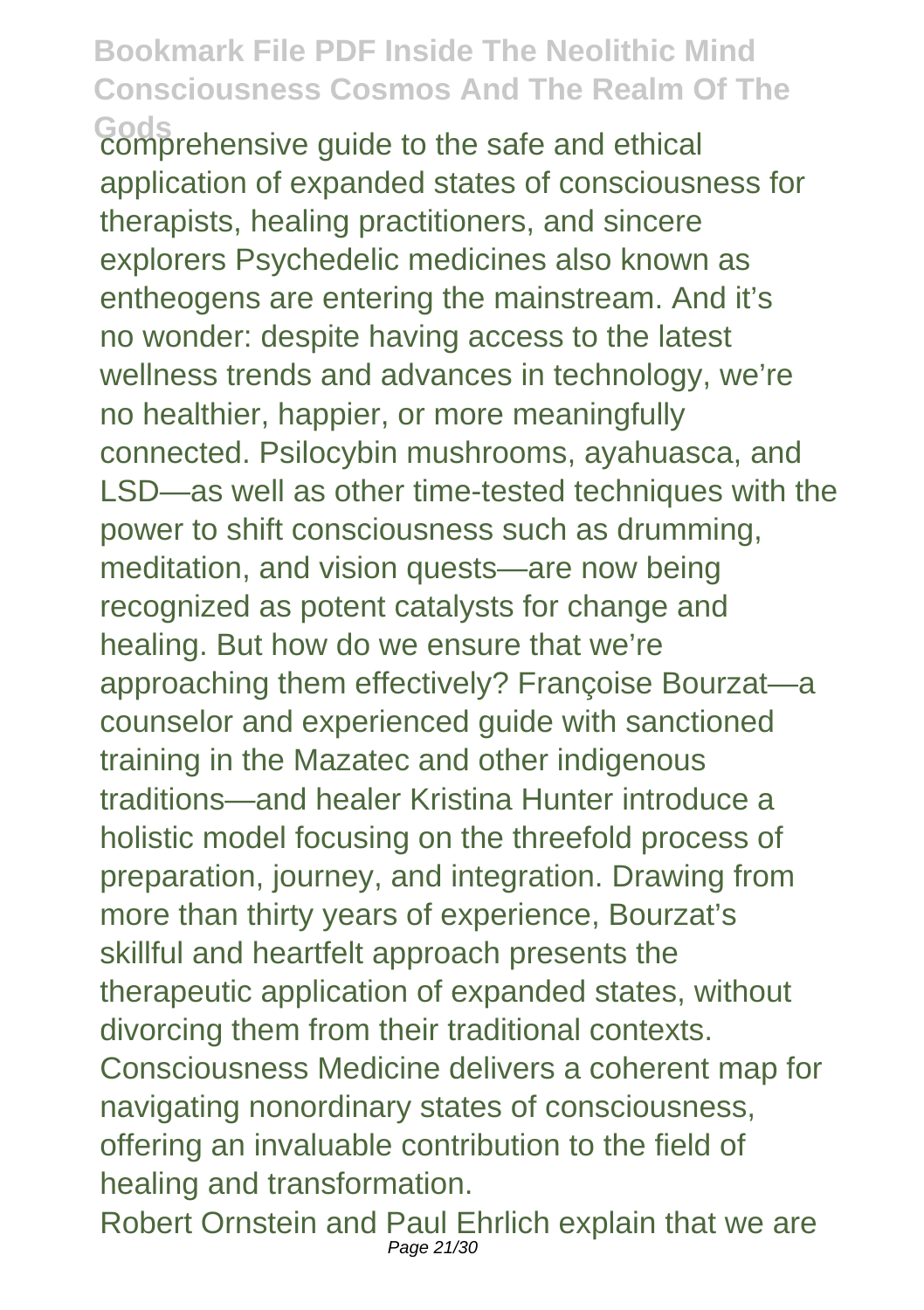comprehensive guide to the safe and ethical application of expanded states of consciousness for therapists, healing practitioners, and sincere explorers Psychedelic medicines also known as entheogens are entering the mainstream. And it's no wonder: despite having access to the latest wellness trends and advances in technology, we're no healthier, happier, or more meaningfully connected. Psilocybin mushrooms, ayahuasca, and LSD—as well as other time-tested techniques with the power to shift consciousness such as drumming, meditation, and vision quests—are now being recognized as potent catalysts for change and healing. But how do we ensure that we're approaching them effectively? Françoise Bourzat—a counselor and experienced guide with sanctioned training in the Mazatec and other indigenous traditions—and healer Kristina Hunter introduce a holistic model focusing on the threefold process of preparation, journey, and integration. Drawing from more than thirty years of experience, Bourzat's skillful and heartfelt approach presents the therapeutic application of expanded states, without divorcing them from their traditional contexts. Consciousness Medicine delivers a coherent map for navigating nonordinary states of consciousness, offering an invaluable contribution to the field of healing and transformation.

Robert Ornstein and Paul Ehrlich explain that we are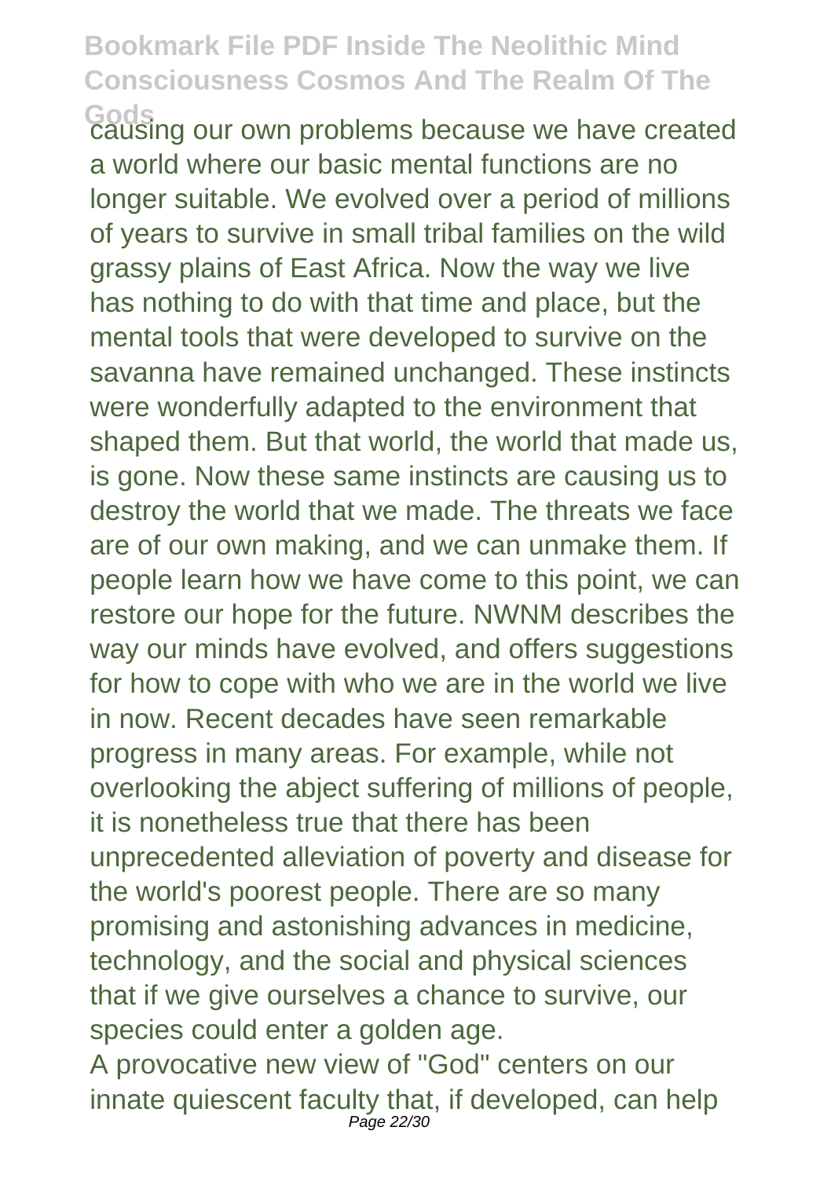causing our own problems because we have created a world where our basic mental functions are no longer suitable. We evolved over a period of millions of years to survive in small tribal families on the wild grassy plains of East Africa. Now the way we live has nothing to do with that time and place, but the mental tools that were developed to survive on the savanna have remained unchanged. These instincts were wonderfully adapted to the environment that shaped them. But that world, the world that made us, is gone. Now these same instincts are causing us to destroy the world that we made. The threats we face are of our own making, and we can unmake them. If people learn how we have come to this point, we can restore our hope for the future. NWNM describes the way our minds have evolved, and offers suggestions for how to cope with who we are in the world we live in now. Recent decades have seen remarkable progress in many areas. For example, while not overlooking the abject suffering of millions of people, it is nonetheless true that there has been unprecedented alleviation of poverty and disease for the world's poorest people. There are so many promising and astonishing advances in medicine, technology, and the social and physical sciences that if we give ourselves a chance to survive, our species could enter a golden age.

A provocative new view of "God" centers on our innate quiescent faculty that, if developed, can help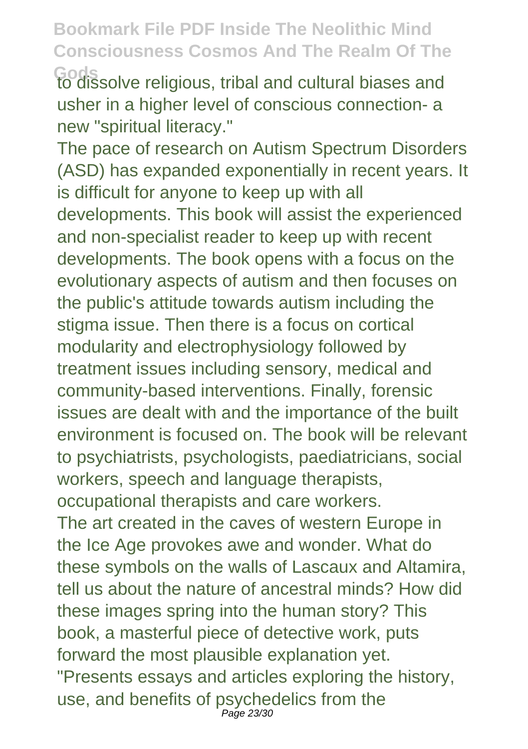to dissolve religious, tribal and cultural biases and usher in a higher level of conscious connection- a new "spiritual literacy."

The pace of research on Autism Spectrum Disorders (ASD) has expanded exponentially in recent years. It is difficult for anyone to keep up with all developments. This book will assist the experienced and non-specialist reader to keep up with recent developments. The book opens with a focus on the evolutionary aspects of autism and then focuses on the public's attitude towards autism including the stigma issue. Then there is a focus on cortical modularity and electrophysiology followed by treatment issues including sensory, medical and community-based interventions. Finally, forensic issues are dealt with and the importance of the built environment is focused on. The book will be relevant to psychiatrists, psychologists, paediatricians, social workers, speech and language therapists, occupational therapists and care workers.

The art created in the caves of western Europe in the Ice Age provokes awe and wonder. What do these symbols on the walls of Lascaux and Altamira, tell us about the nature of ancestral minds? How did these images spring into the human story? This book, a masterful piece of detective work, puts forward the most plausible explanation yet.

"Presents essays and articles exploring the history, use, and benefits of psychedelics from the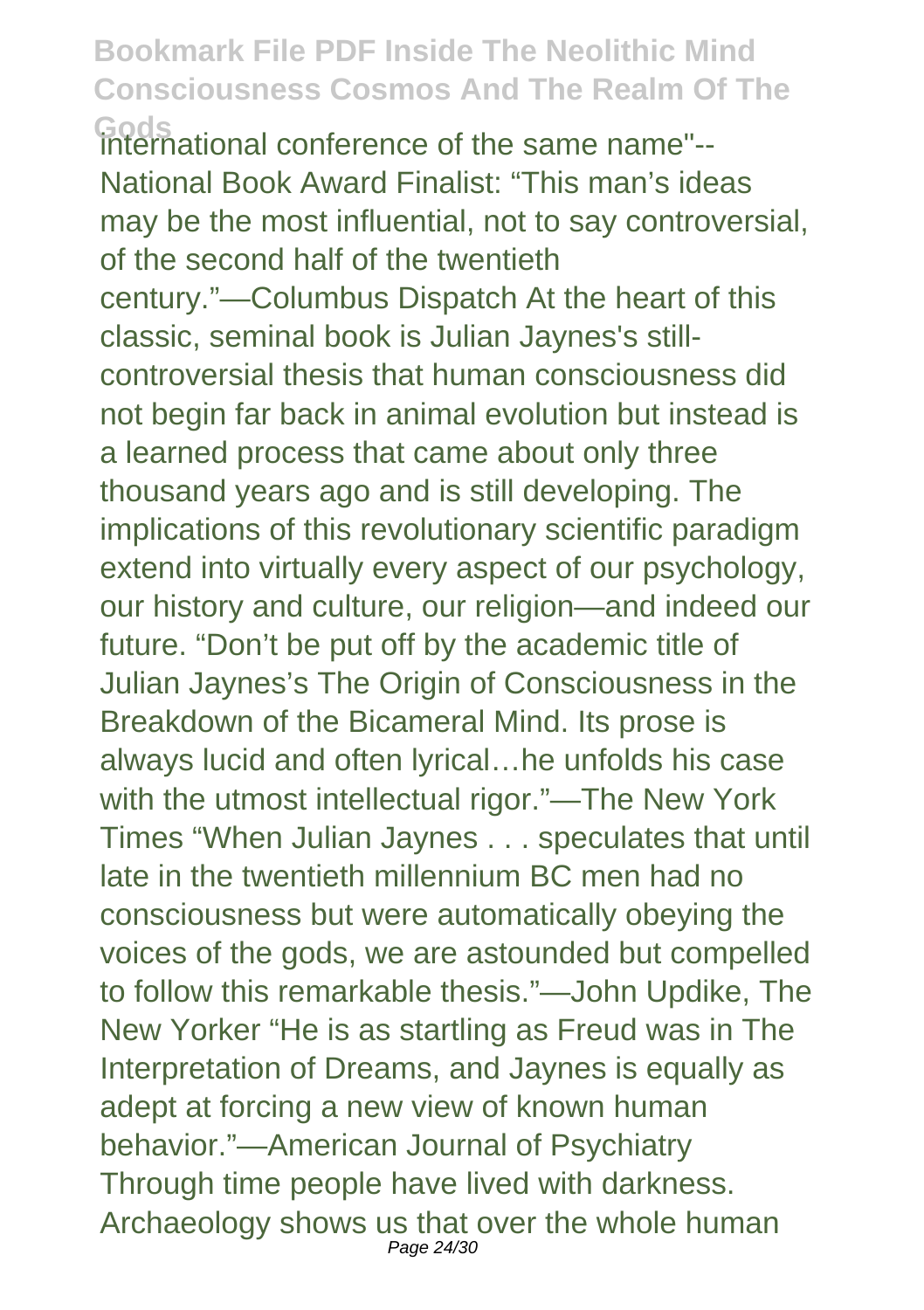international conference of the same name"-- National Book Award Finalist: “This man’s ideas may be the most influential, not to say controversial, of the second half of the twentieth century.”—Columbus Dispatch At the heart of this classic, seminal book is Julian Jaynes's still-controversial thesis that human consciousness did not begin far back in animal evolution but instead is a learned process that came about only three thousand years ago and is still developing. The implications of this revolutionary scientific paradigm extend into virtually every aspect of our psychology, our history and culture, our religion—and indeed our future. “Don’t be put off by the academic title of Julian Jaynes’s The Origin of Consciousness in the Breakdown of the Bicameral Mind. Its prose is always lucid and often lyrical…he unfolds his case with the utmost intellectual rigor.”—The New York Times “When Julian Jaynes . . . speculates that until late in the twentieth millennium BC men had no consciousness but were automatically obeying the voices of the gods, we are astounded but compelled to follow this remarkable thesis.”—John Updike, The New Yorker “He is as startling as Freud was in The Interpretation of Dreams, and Jaynes is equally as adept at forcing a new view of known human behavior.”—American Journal of Psychiatry Through time people have lived with darkness. Archaeology shows us that over the whole human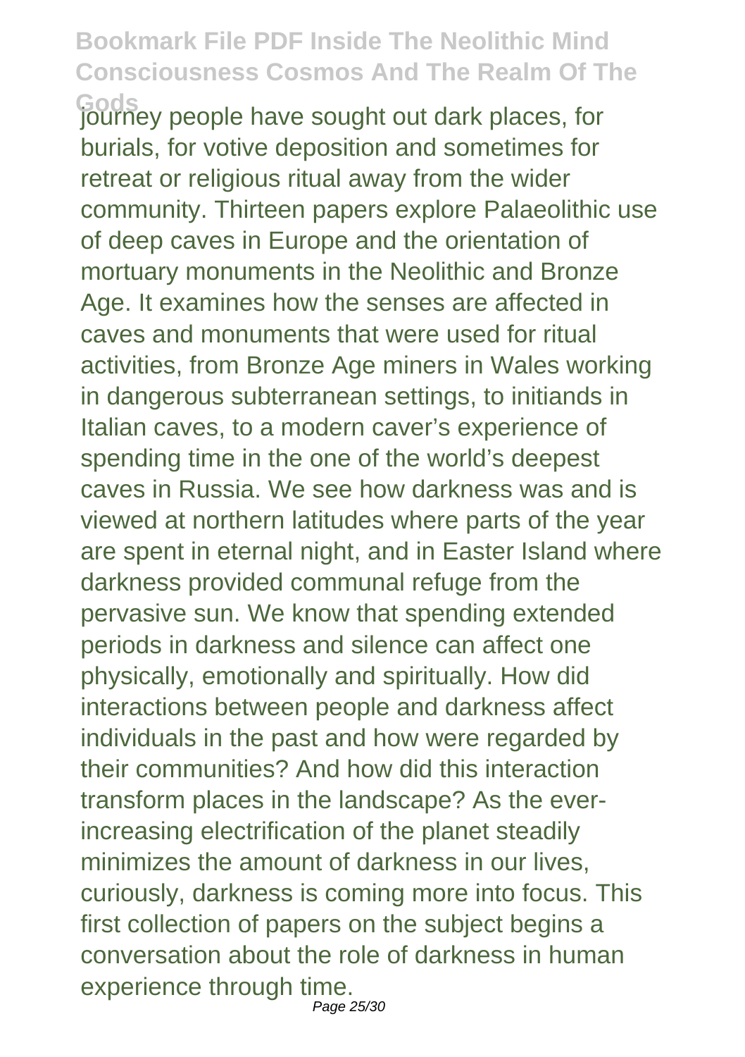journey people have sought out dark places, for burials, for votive deposition and sometimes for retreat or religious ritual away from the wider community. Thirteen papers explore Palaeolithic use of deep caves in Europe and the orientation of mortuary monuments in the Neolithic and Bronze Age. It examines how the senses are affected in caves and monuments that were used for ritual activities, from Bronze Age miners in Wales working in dangerous subterranean settings, to initiands in Italian caves, to a modern caver's experience of spending time in the one of the world's deepest caves in Russia. We see how darkness was and is viewed at northern latitudes where parts of the year are spent in eternal night, and in Easter Island where darkness provided communal refuge from the pervasive sun. We know that spending extended periods in darkness and silence can affect one physically, emotionally and spiritually. How did interactions between people and darkness affect individuals in the past and how were regarded by their communities? And how did this interaction transform places in the landscape? As the ever-increasing electrification of the planet steadily minimizes the amount of darkness in our lives, curiously, darkness is coming more into focus. This first collection of papers on the subject begins a conversation about the role of darkness in human experience through time.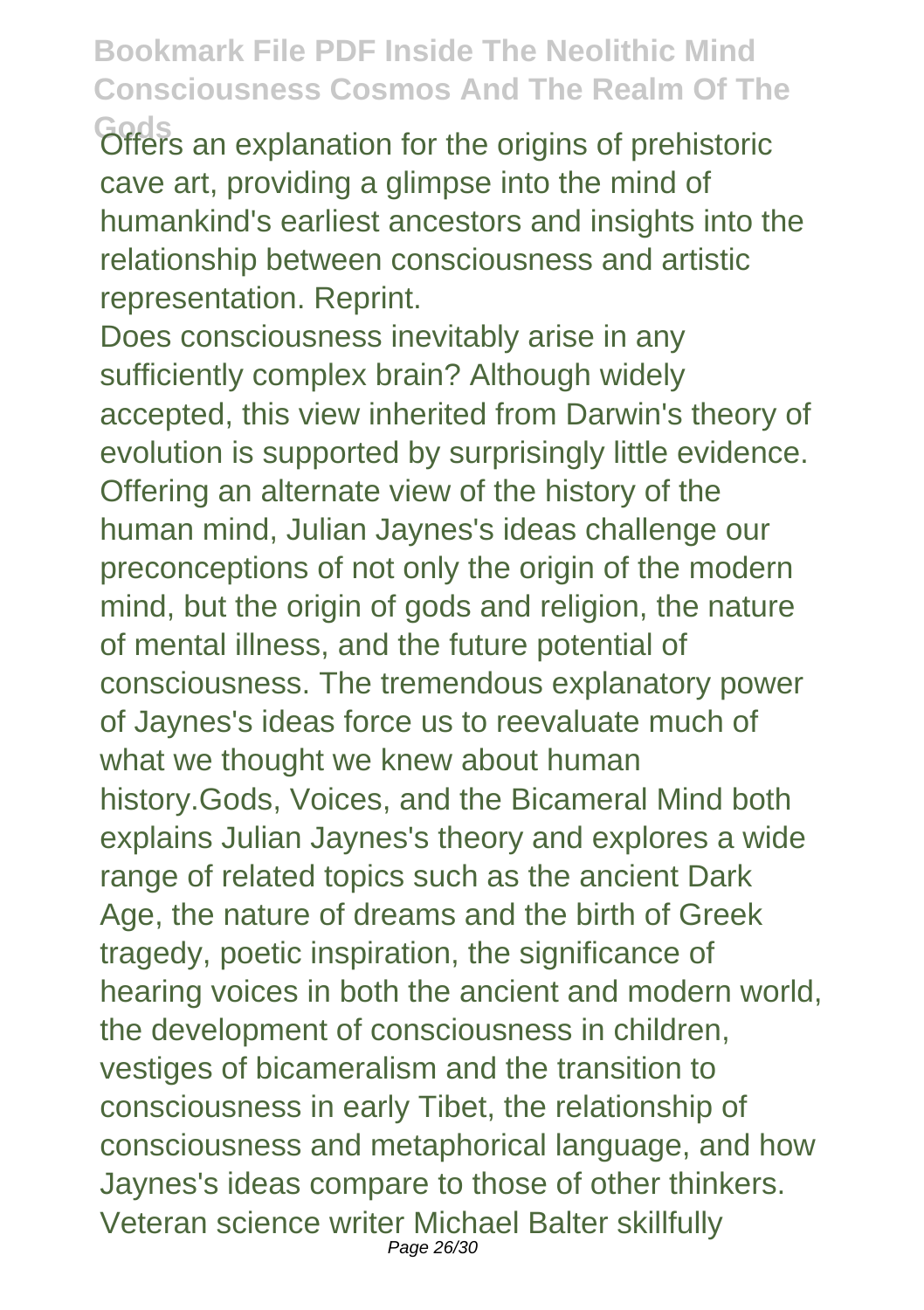Offers an explanation for the origins of prehistoric cave art, providing a glimpse into the mind of humankind's earliest ancestors and insights into the relationship between consciousness and artistic representation. Reprint.

Does consciousness inevitably arise in any sufficiently complex brain? Although widely accepted, this view inherited from Darwin's theory of evolution is supported by surprisingly little evidence. Offering an alternate view of the history of the human mind, Julian Jaynes's ideas challenge our preconceptions of not only the origin of the modern mind, but the origin of gods and religion, the nature of mental illness, and the future potential of consciousness. The tremendous explanatory power of Jaynes's ideas force us to reevaluate much of what we thought we knew about human history.Gods, Voices, and the Bicameral Mind both explains Julian Jaynes's theory and explores a wide range of related topics such as the ancient Dark Age, the nature of dreams and the birth of Greek tragedy, poetic inspiration, the significance of hearing voices in both the ancient and modern world, the development of consciousness in children, vestiges of bicameralism and the transition to consciousness in early Tibet, the relationship of consciousness and metaphorical language, and how Jaynes's ideas compare to those of other thinkers. Veteran science writer Michael Balter skillfully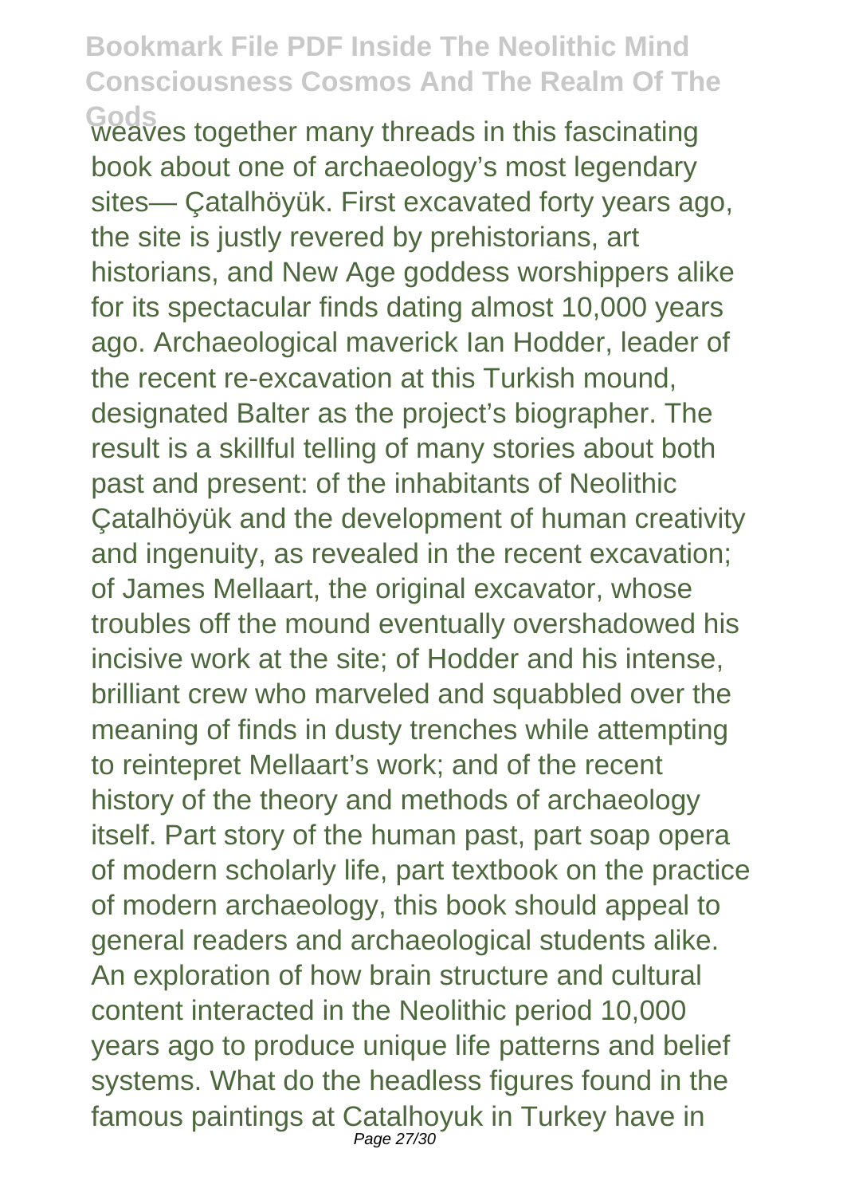weaves together many threads in this fascinating book about one of archaeology's most legendary sites— Çatalhöyük. First excavated forty years ago, the site is justly revered by prehistorians, art historians, and New Age goddess worshippers alike for its spectacular finds dating almost 10,000 years ago. Archaeological maverick Ian Hodder, leader of the recent re-excavation at this Turkish mound, designated Balter as the project's biographer. The result is a skillful telling of many stories about both past and present: of the inhabitants of Neolithic Çatalhöyük and the development of human creativity and ingenuity, as revealed in the recent excavation; of James Mellaart, the original excavator, whose troubles off the mound eventually overshadowed his incisive work at the site; of Hodder and his intense, brilliant crew who marveled and squabbled over the meaning of finds in dusty trenches while attempting to reintepret Mellaart's work; and of the recent history of the theory and methods of archaeology itself. Part story of the human past, part soap opera of modern scholarly life, part textbook on the practice of modern archaeology, this book should appeal to general readers and archaeological students alike. An exploration of how brain structure and cultural content interacted in the Neolithic period 10,000 years ago to produce unique life patterns and belief systems. What do the headless figures found in the famous paintings at Catalhoyuk in Turkey have in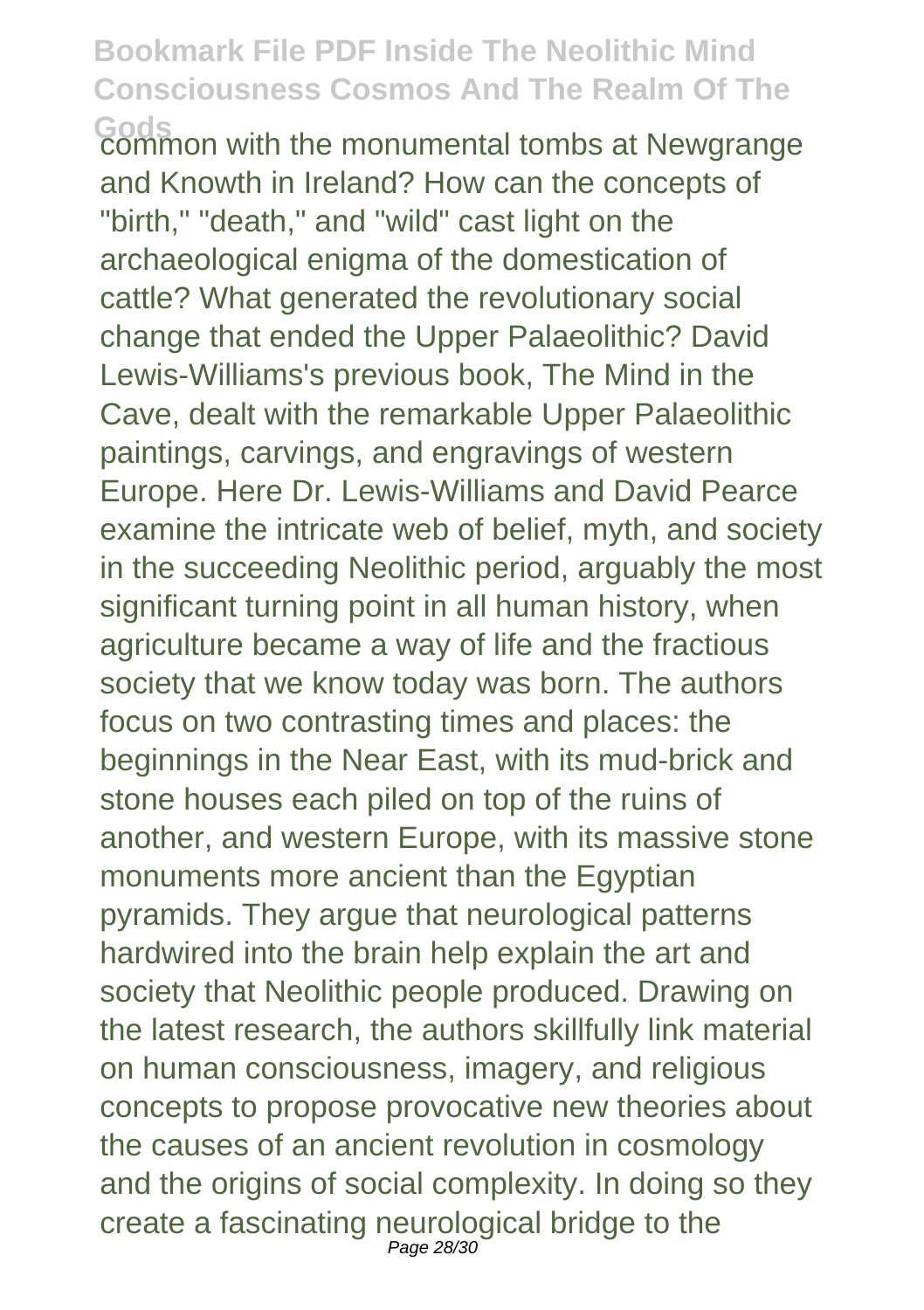common with the monumental tombs at Newgrange and Knowth in Ireland? How can the concepts of "birth," "death," and "wild" cast light on the archaeological enigma of the domestication of cattle? What generated the revolutionary social change that ended the Upper Palaeolithic? David Lewis-Williams's previous book, The Mind in the Cave, dealt with the remarkable Upper Palaeolithic paintings, carvings, and engravings of western Europe. Here Dr. Lewis-Williams and David Pearce examine the intricate web of belief, myth, and society in the succeeding Neolithic period, arguably the most significant turning point in all human history, when agriculture became a way of life and the fractious society that we know today was born. The authors focus on two contrasting times and places: the beginnings in the Near East, with its mud-brick and stone houses each piled on top of the ruins of another, and western Europe, with its massive stone monuments more ancient than the Egyptian pyramids. They argue that neurological patterns hardwired into the brain help explain the art and society that Neolithic people produced. Drawing on the latest research, the authors skillfully link material on human consciousness, imagery, and religious concepts to propose provocative new theories about the causes of an ancient revolution in cosmology and the origins of social complexity. In doing so they create a fascinating neurological bridge to the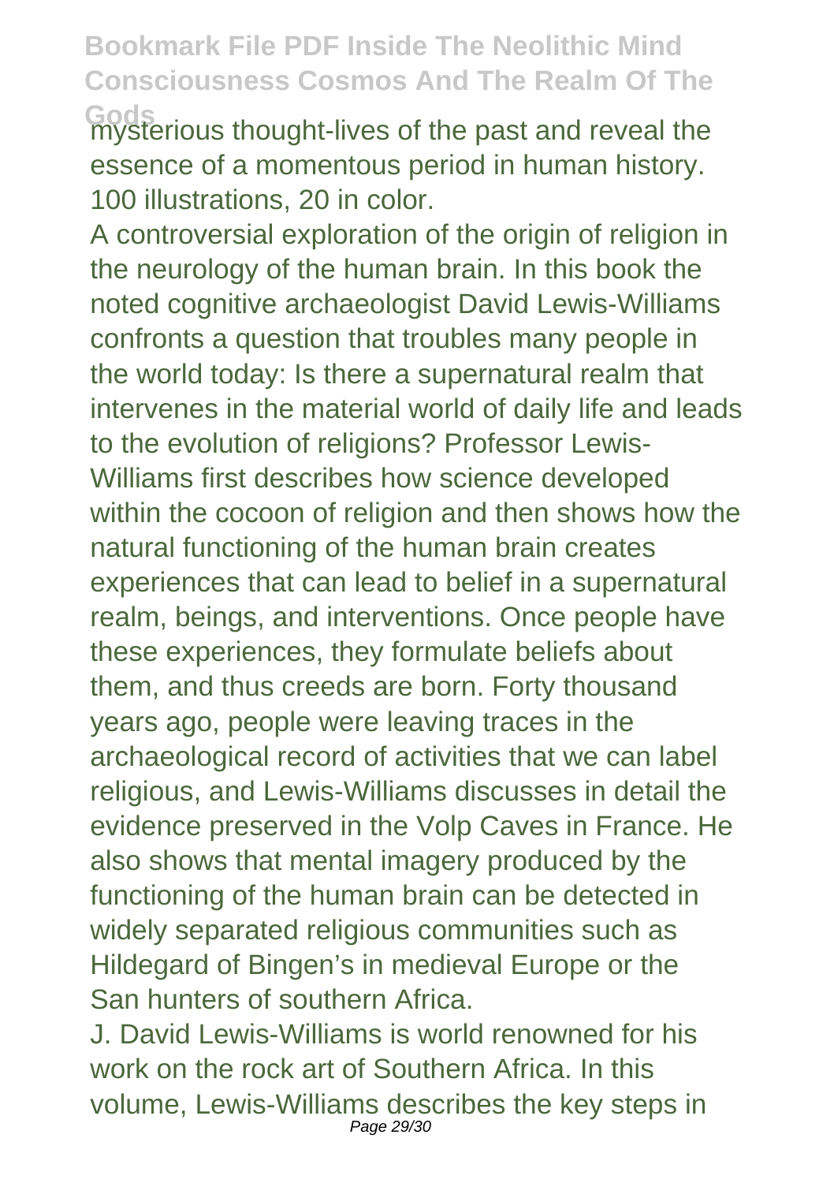mysterious thought-lives of the past and reveal the essence of a momentous period in human history. 100 illustrations, 20 in color.

A controversial exploration of the origin of religion in the neurology of the human brain. In this book the noted cognitive archaeologist David Lewis-Williams confronts a question that troubles many people in the world today: Is there a supernatural realm that intervenes in the material world of daily life and leads to the evolution of religions? Professor Lewis-Williams first describes how science developed within the cocoon of religion and then shows how the natural functioning of the human brain creates experiences that can lead to belief in a supernatural realm, beings, and interventions. Once people have these experiences, they formulate beliefs about them, and thus creeds are born. Forty thousand years ago, people were leaving traces in the archaeological record of activities that we can label religious, and Lewis-Williams discusses in detail the evidence preserved in the Volp Caves in France. He also shows that mental imagery produced by the functioning of the human brain can be detected in widely separated religious communities such as Hildegard of Bingen's in medieval Europe or the San hunters of southern Africa.

J. David Lewis-Williams is world renowned for his work on the rock art of Southern Africa. In this volume, Lewis-Williams describes the key steps in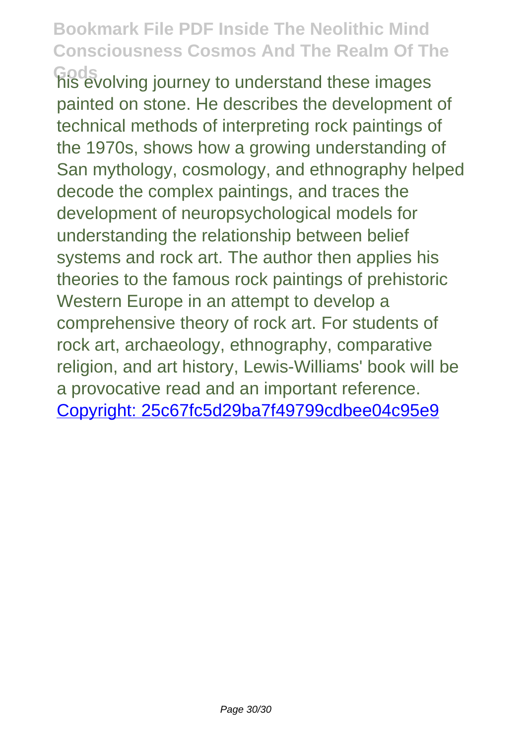his evolving journey to understand these images painted on stone. He describes the development of technical methods of interpreting rock paintings of the 1970s, shows how a growing understanding of San mythology, cosmology, and ethnography helped decode the complex paintings, and traces the development of neuropsychological models for understanding the relationship between belief systems and rock art. The author then applies his theories to the famous rock paintings of prehistoric Western Europe in an attempt to develop a comprehensive theory of rock art. For students of rock art, archaeology, ethnography, comparative religion, and art history, Lewis-Williams' book will be a provocative read and an important reference.

Copyright: 25c67fc5d29ba7f49799cdbee04c95e9